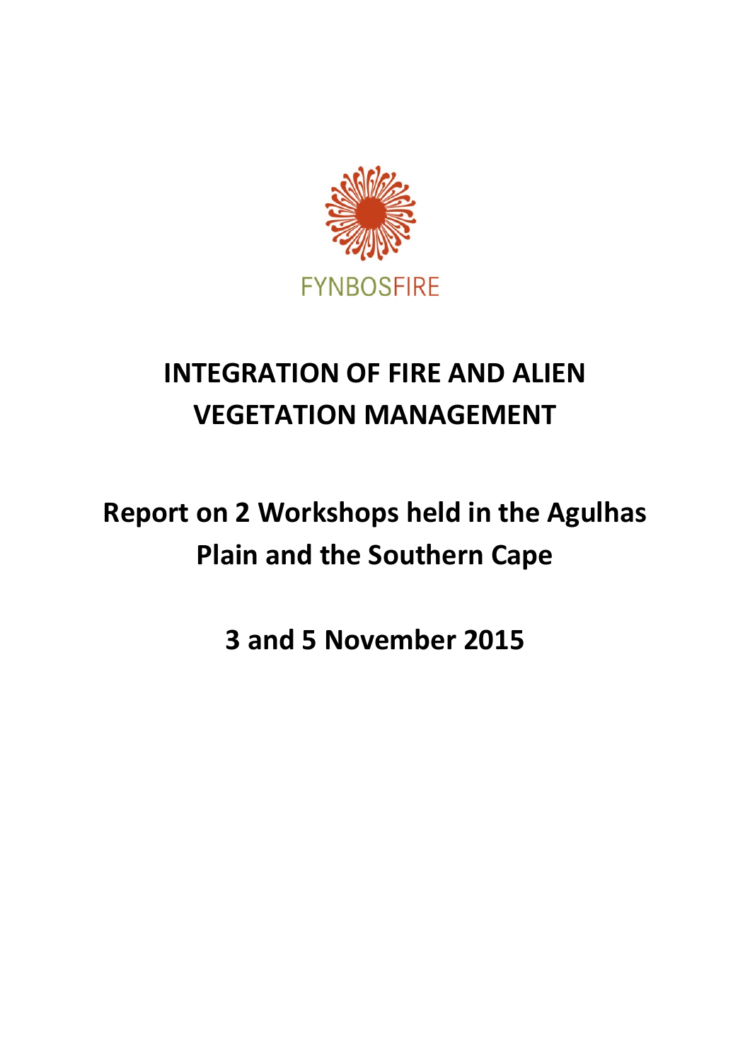FYNBOSFIRE

# INTEGRATION OF FIRE AND ALIEN VEGETATION MANAGEMENT

## Report on 2 Workshops held in the Agulhas Plain and the Southern Cape

## 3 and 5 November 2015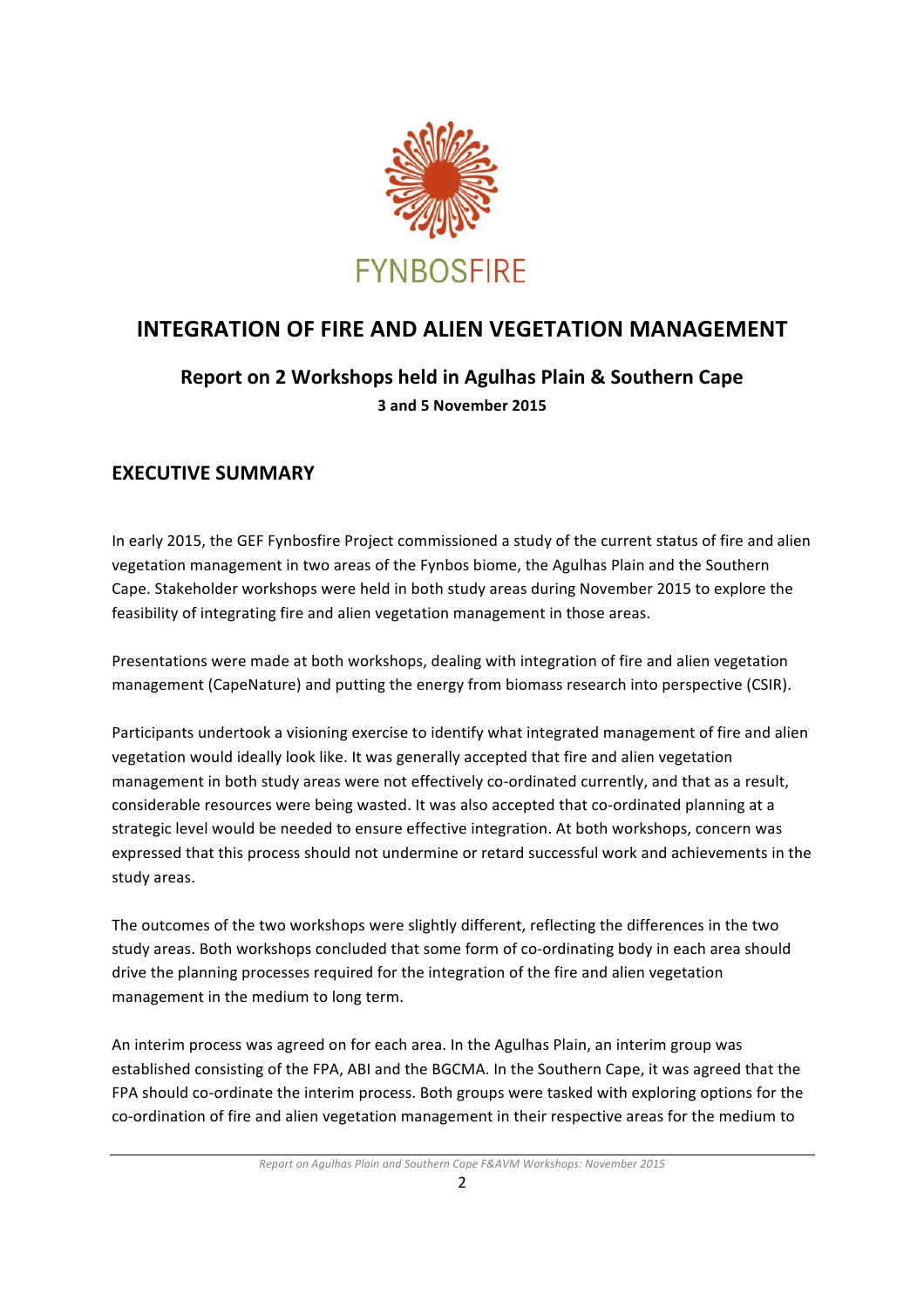FYNBOSFIRE

# INTEGRATION OF FIRE AND ALIEN VEGETATION MANAGEMENT

## Report on 2 Workshops held in Agulhas Plain & Southern Cape

**3 and 5 November 2015**

## EXECUTIVE SUMMARY

In early 2015, the GEF Fynbosfire Project commissioned a study of the current status of fire and alien vegetation management in two areas of the Fynbos biome, the Agulhas Plain and the Southern Cape. Stakeholder workshops were held in both study areas during November 2015 to explore the feasibility of integrating fire and alien vegetation management in those areas.

Presentations were made at both workshops, dealing with integration of fire and alien vegetation management (CapeNature) and putting the energy from biomass research into perspective (CSIR).

Participants undertook a visioning exercise to identify what integrated management of fire and alien vegetation would ideally look like. It was generally accepted that fire and alien vegetation management in both study areas were not effectively co-ordinated currently, and that as a result, considerable resources were being wasted. It was also accepted that co-ordinated planning at a strategic level would be needed to ensure effective integration. At both workshops, concern was expressed that this process should not undermine or retard successful work and achievements in the study areas.

The outcomes of the two workshops were slightly different, reflecting the differences in the two study areas. Both workshops concluded that some form of co-ordinating body in each area should drive the planning processes required for the integration of the fire and alien vegetation management in the medium to long term.

An interim process was agreed on for each area. In the Agulhas Plain, an interim group was established consisting of the FPA, ABI and the BGCMA. In the Southern Cape, it was agreed that the FPA should co-ordinate the interim process. Both groups were tasked with exploring options for the co-ordination of fire and alien vegetation management in their respective areas for the medium to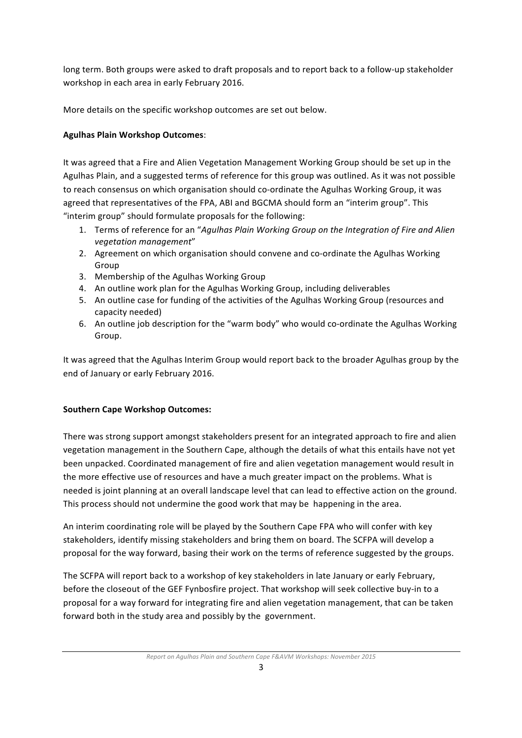long term. Both groups were asked to draft proposals and to report back to a follow-up stakeholder workshop in each area in early February 2016.

More details on the specific workshop outcomes are set out below.

**Agulhas Plain Workshop Outcomes**:

It was agreed that a Fire and Alien Vegetation Management Working Group should be set up in the Agulhas Plain, and a suggested terms of reference for this group was outlined. As it was not possible to reach consensus on which organisation should co-ordinate the Agulhas Working Group, it was agreed that representatives of the FPA, ABI and BGCMA should form an "interim group". This "interim group" should formulate proposals for the following:

1. Terms of reference for an "*Agulhas Plain Working Group on the Integration of Fire and Alien vegetation management*"
2. Agreement on which organisation should convene and co-ordinate the Agulhas Working Group
3. Membership of the Agulhas Working Group
4. An outline work plan for the Agulhas Working Group, including deliverables
5. An outline case for funding of the activities of the Agulhas Working Group (resources and capacity needed)
6. An outline job description for the "warm body" who would co-ordinate the Agulhas Working Group.

It was agreed that the Agulhas Interim Group would report back to the broader Agulhas group by the end of January or early February 2016.

**Southern Cape Workshop Outcomes:**

There was strong support amongst stakeholders present for an integrated approach to fire and alien vegetation management in the Southern Cape, although the details of what this entails have not yet been unpacked. Coordinated management of fire and alien vegetation management would result in the more effective use of resources and have a much greater impact on the problems. What is needed is joint planning at an overall landscape level that can lead to effective action on the ground. This process should not undermine the good work that may be happening in the area.

An interim coordinating role will be played by the Southern Cape FPA who will confer with key stakeholders, identify missing stakeholders and bring them on board. The SCFPA will develop a proposal for the way forward, basing their work on the terms of reference suggested by the groups.

The SCFPA will report back to a workshop of key stakeholders in late January or early February, before the closeout of the GEF Fynbosfire project. That workshop will seek collective buy-in to a proposal for a way forward for integrating fire and alien vegetation management, that can be taken forward both in the study area and possibly by the government.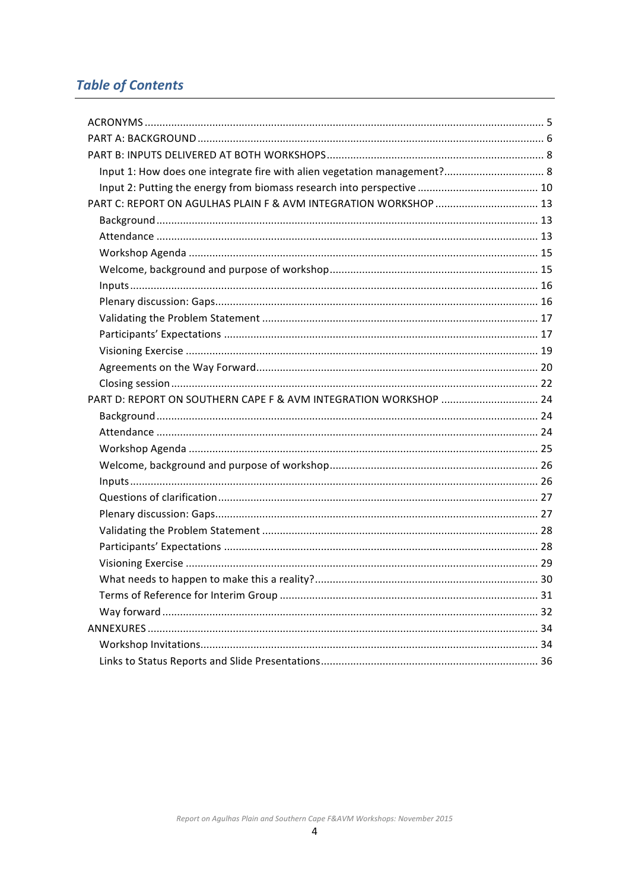## *Table of Contents*

- ACRONYMS ..... 5
- PART A: BACKGROUND ..... 6
- PART B: INPUTS DELIVERED AT BOTH WORKSHOPS ..... 8
  - Input 1: How does one integrate fire with alien vegetation management? ..... 8
  - Input 2: Putting the energy from biomass research into perspective ..... 10
- PART C: REPORT ON AGULHAS PLAIN F & AVM INTEGRATION WORKSHOP ..... 13
  - Background ..... 13
  - Attendance ..... 13
  - Workshop Agenda ..... 15
  - Welcome, background and purpose of workshop ..... 15
  - Inputs ..... 16
  - Plenary discussion: Gaps ..... 16
  - Validating the Problem Statement ..... 17
  - Participants' Expectations ..... 17
  - Visioning Exercise ..... 19
  - Agreements on the Way Forward ..... 20
  - Closing session ..... 22
- PART D: REPORT ON SOUTHERN CAPE F & AVM INTEGRATION WORKSHOP ..... 24
  - Background ..... 24
  - Attendance ..... 24
  - Workshop Agenda ..... 25
  - Welcome, background and purpose of workshop ..... 26
  - Inputs ..... 26
  - Questions of clarification ..... 27
  - Plenary discussion: Gaps ..... 27
  - Validating the Problem Statement ..... 28
  - Participants' Expectations ..... 28
  - Visioning Exercise ..... 29
  - What needs to happen to make this a reality? ..... 30
  - Terms of Reference for Interim Group ..... 31
  - Way forward ..... 32
- ANNEXURES ..... 34
  - Workshop Invitations ..... 34
  - Links to Status Reports and Slide Presentations ..... 36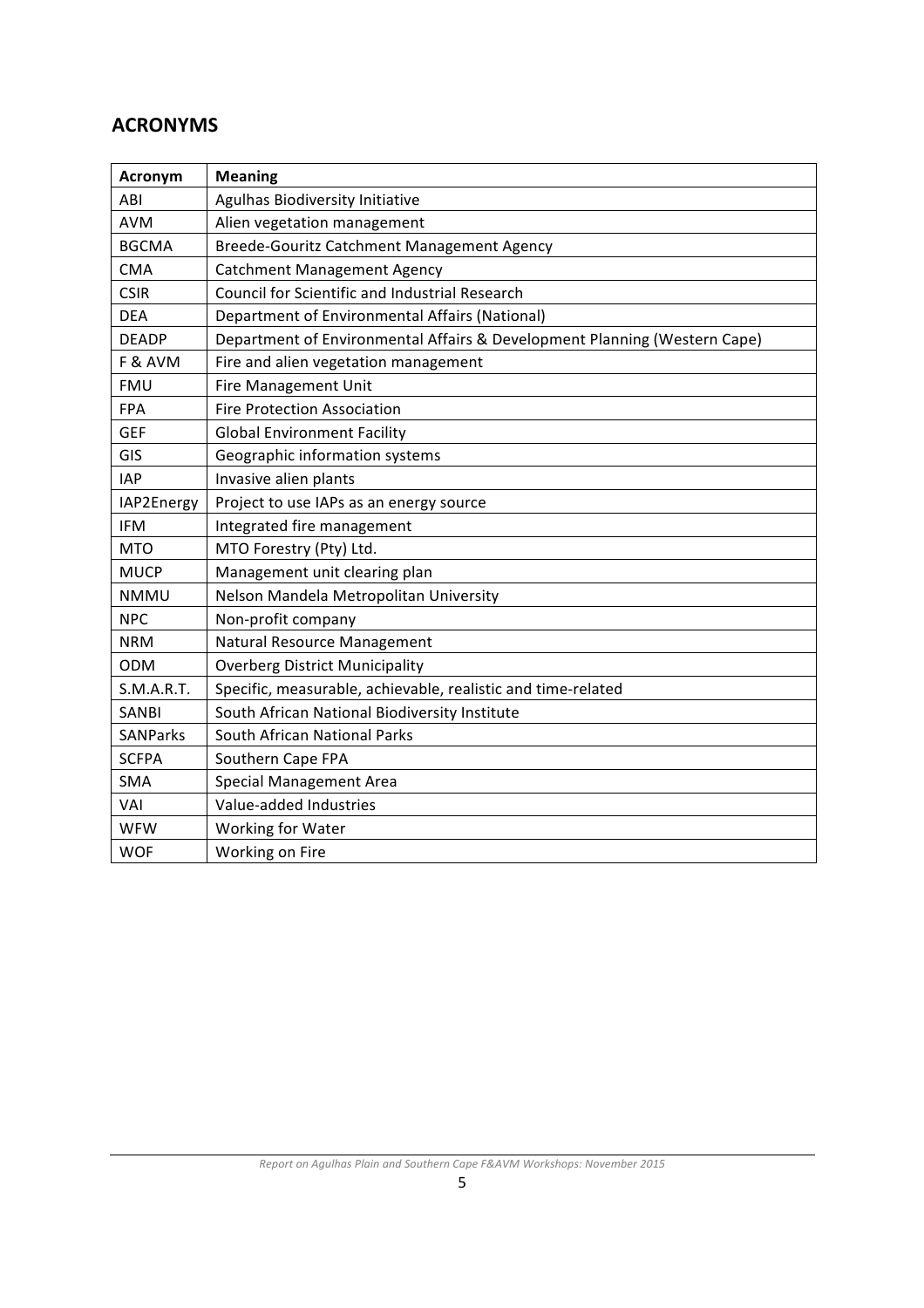## ACRONYMS

| Acronym | Meaning |
|---|---|
| ABI | Agulhas Biodiversity Initiative |
| AVM | Alien vegetation management |
| BGCMA | Breede-Gouritz Catchment Management Agency |
| CMA | Catchment Management Agency |
| CSIR | Council for Scientific and Industrial Research |
| DEA | Department of Environmental Affairs (National) |
| DEADP | Department of Environmental Affairs & Development Planning (Western Cape) |
| F & AVM | Fire and alien vegetation management |
| FMU | Fire Management Unit |
| FPA | Fire Protection Association |
| GEF | Global Environment Facility |
| GIS | Geographic information systems |
| IAP | Invasive alien plants |
| IAP2Energy | Project to use IAPs as an energy source |
| IFM | Integrated fire management |
| MTO | MTO Forestry (Pty) Ltd. |
| MUCP | Management unit clearing plan |
| NMMU | Nelson Mandela Metropolitan University |
| NPC | Non-profit company |
| NRM | Natural Resource Management |
| ODM | Overberg District Municipality |
| S.M.A.R.T. | Specific, measurable, achievable, realistic and time-related |
| SANBI | South African National Biodiversity Institute |
| SANParks | South African National Parks |
| SCFPA | Southern Cape FPA |
| SMA | Special Management Area |
| VAI | Value-added Industries |
| WFW | Working for Water |
| WOF | Working on Fire |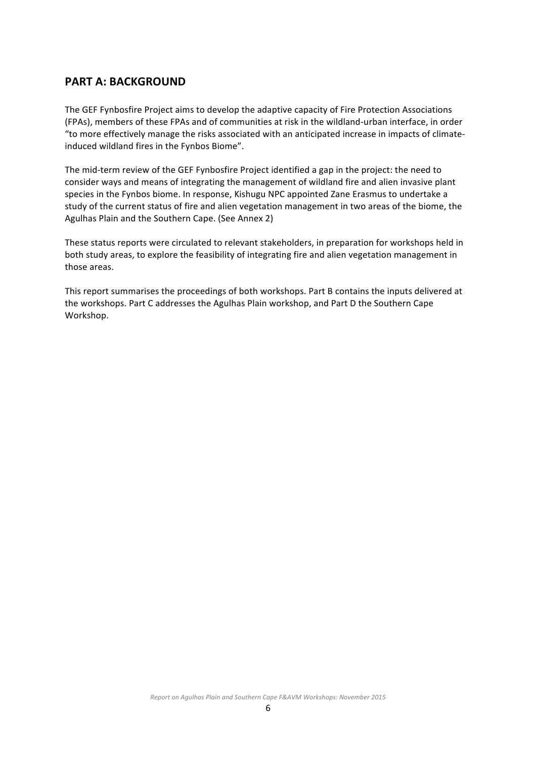## PART A: BACKGROUND

The GEF Fynbosfire Project aims to develop the adaptive capacity of Fire Protection Associations (FPAs), members of these FPAs and of communities at risk in the wildland-urban interface, in order "to more effectively manage the risks associated with an anticipated increase in impacts of climate-induced wildland fires in the Fynbos Biome".

The mid-term review of the GEF Fynbosfire Project identified a gap in the project: the need to consider ways and means of integrating the management of wildland fire and alien invasive plant species in the Fynbos biome. In response, Kishugu NPC appointed Zane Erasmus to undertake a study of the current status of fire and alien vegetation management in two areas of the biome, the Agulhas Plain and the Southern Cape. (See Annex 2)

These status reports were circulated to relevant stakeholders, in preparation for workshops held in both study areas, to explore the feasibility of integrating fire and alien vegetation management in those areas.

This report summarises the proceedings of both workshops. Part B contains the inputs delivered at the workshops. Part C addresses the Agulhas Plain workshop, and Part D the Southern Cape Workshop.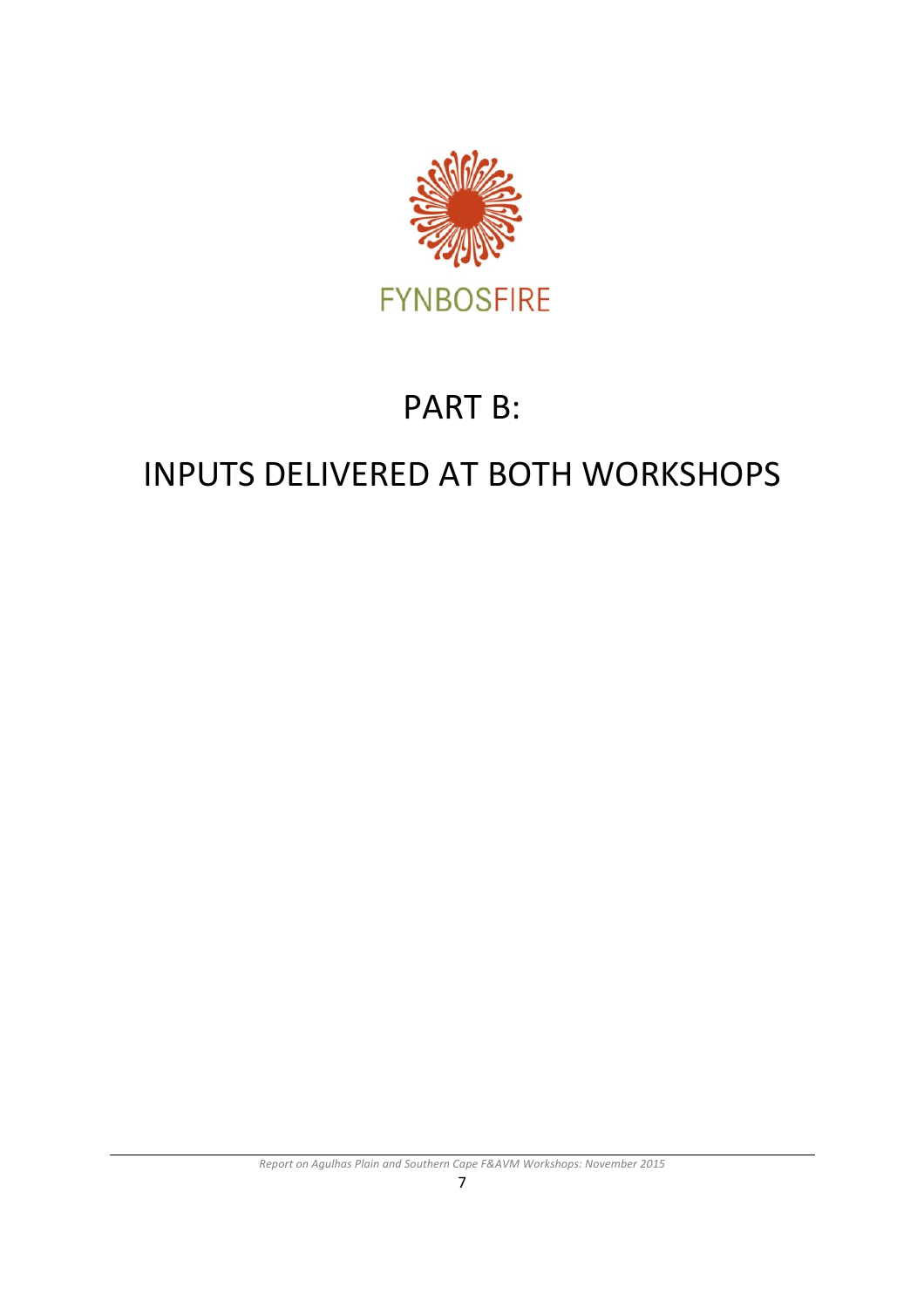FYNBOSFIRE

# PART B:

# INPUTS DELIVERED AT BOTH WORKSHOPS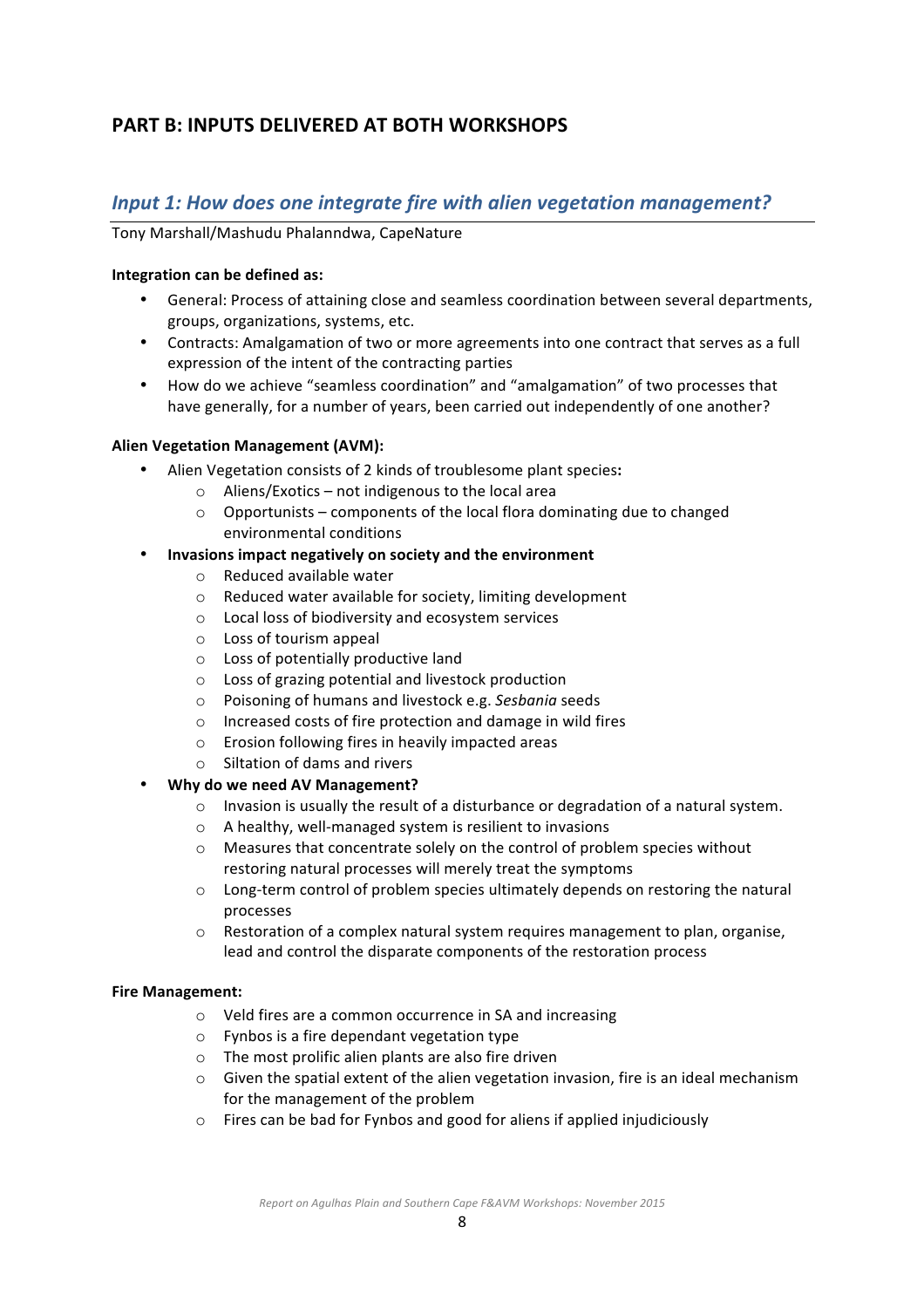## PART B: INPUTS DELIVERED AT BOTH WORKSHOPS

### *Input 1: How does one integrate fire with alien vegetation management?*

Tony Marshall/Mashudu Phalanndwa, CapeNature

**Integration can be defined as:**

- General: Process of attaining close and seamless coordination between several departments, groups, organizations, systems, etc.
- Contracts: Amalgamation of two or more agreements into one contract that serves as a full expression of the intent of the contracting parties
- How do we achieve "seamless coordination" and "amalgamation" of two processes that have generally, for a number of years, been carried out independently of one another?

**Alien Vegetation Management (AVM):**

- Alien Vegetation consists of 2 kinds of troublesome plant species**:**
  - Aliens/Exotics – not indigenous to the local area
  - Opportunists – components of the local flora dominating due to changed environmental conditions
- **Invasions impact negatively on society and the environment**
  - Reduced available water
  - Reduced water available for society, limiting development
  - Local loss of biodiversity and ecosystem services
  - Loss of tourism appeal
  - Loss of potentially productive land
  - Loss of grazing potential and livestock production
  - Poisoning of humans and livestock e.g. *Sesbania* seeds
  - Increased costs of fire protection and damage in wild fires
  - Erosion following fires in heavily impacted areas
  - Siltation of dams and rivers
- **Why do we need AV Management?**
  - Invasion is usually the result of a disturbance or degradation of a natural system.
  - A healthy, well-managed system is resilient to invasions
  - Measures that concentrate solely on the control of problem species without restoring natural processes will merely treat the symptoms
  - Long-term control of problem species ultimately depends on restoring the natural processes
  - Restoration of a complex natural system requires management to plan, organise, lead and control the disparate components of the restoration process

**Fire Management:**

- Veld fires are a common occurrence in SA and increasing
- Fynbos is a fire dependant vegetation type
- The most prolific alien plants are also fire driven
- Given the spatial extent of the alien vegetation invasion, fire is an ideal mechanism for the management of the problem
- Fires can be bad for Fynbos and good for aliens if applied injudiciously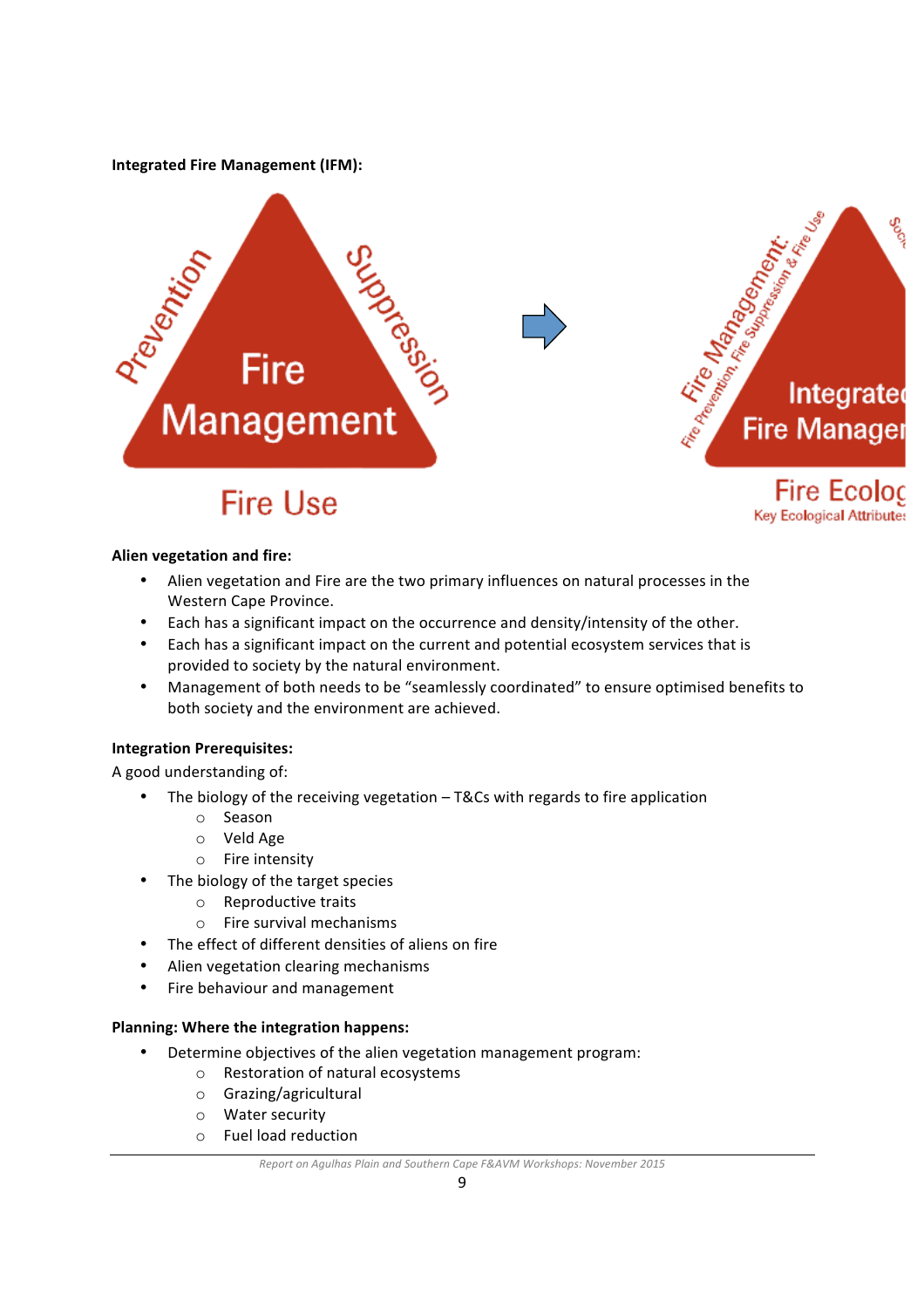**Integrated Fire Management (IFM):**

**Alien vegetation and fire:**

- Alien vegetation and Fire are the two primary influences on natural processes in the Western Cape Province.
- Each has a significant impact on the occurrence and density/intensity of the other.
- Each has a significant impact on the current and potential ecosystem services that is provided to society by the natural environment.
- Management of both needs to be "seamlessly coordinated" to ensure optimised benefits to both society and the environment are achieved.

**Integration Prerequisites:**

A good understanding of:

- The biology of the receiving vegetation – T&Cs with regards to fire application
  - Season
  - Veld Age
  - Fire intensity
- The biology of the target species
  - Reproductive traits
  - Fire survival mechanisms
- The effect of different densities of aliens on fire
- Alien vegetation clearing mechanisms
- Fire behaviour and management

**Planning: Where the integration happens:**

- Determine objectives of the alien vegetation management program:
  - Restoration of natural ecosystems
  - Grazing/agricultural
  - Water security
  - Fuel load reduction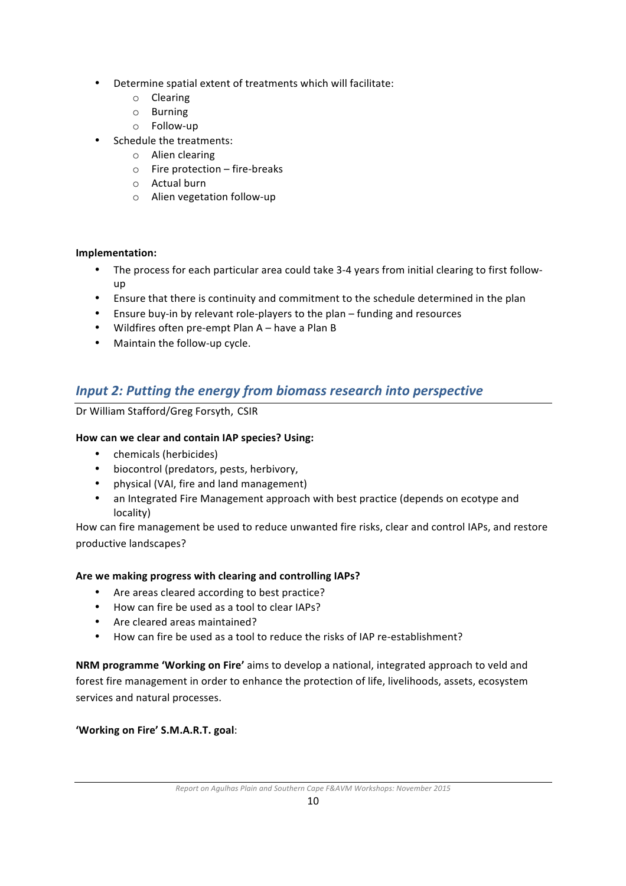- Determine spatial extent of treatments which will facilitate:
  - Clearing
  - Burning
  - Follow-up
- Schedule the treatments:
  - Alien clearing
  - Fire protection – fire-breaks
  - Actual burn
  - Alien vegetation follow-up

**Implementation:**

- The process for each particular area could take 3-4 years from initial clearing to first follow-up
- Ensure that there is continuity and commitment to the schedule determined in the plan
- Ensure buy-in by relevant role-players to the plan – funding and resources
- Wildfires often pre-empt Plan A – have a Plan B
- Maintain the follow-up cycle.

## *Input 2: Putting the energy from biomass research into perspective*

Dr William Stafford/Greg Forsyth, CSIR

**How can we clear and contain IAP species? Using:**

- chemicals (herbicides)
- biocontrol (predators, pests, herbivory,
- physical (VAI, fire and land management)
- an Integrated Fire Management approach with best practice (depends on ecotype and locality)

How can fire management be used to reduce unwanted fire risks, clear and control IAPs, and restore productive landscapes?

**Are we making progress with clearing and controlling IAPs?**

- Are areas cleared according to best practice?
- How can fire be used as a tool to clear IAPs?
- Are cleared areas maintained?
- How can fire be used as a tool to reduce the risks of IAP re-establishment?

**NRM programme 'Working on Fire'** aims to develop a national, integrated approach to veld and forest fire management in order to enhance the protection of life, livelihoods, assets, ecosystem services and natural processes.

**'Working on Fire' S.M.A.R.T. goal**: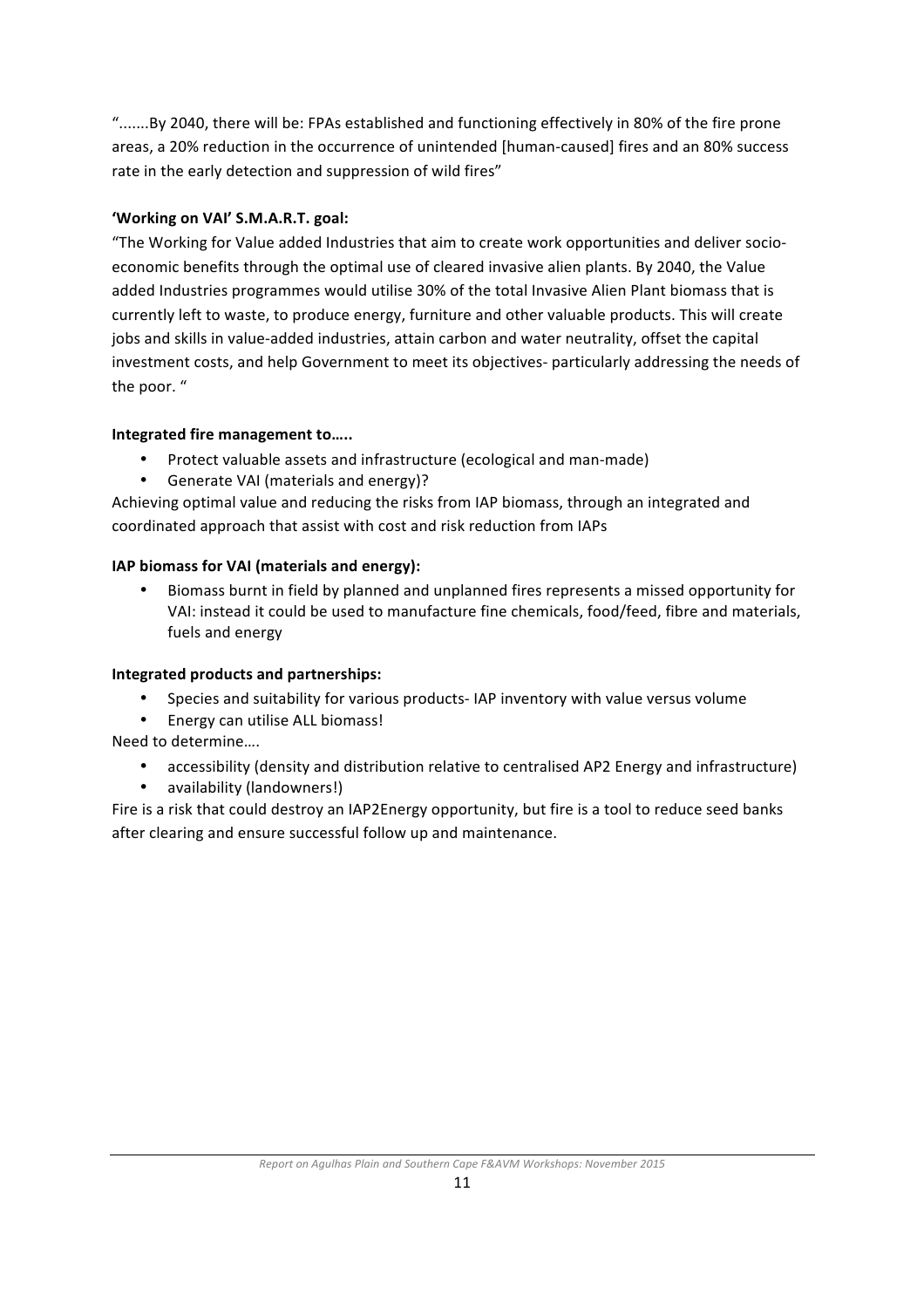".......By 2040, there will be: FPAs established and functioning effectively in 80% of the fire prone areas, a 20% reduction in the occurrence of unintended [human-caused] fires and an 80% success rate in the early detection and suppression of wild fires"

**'Working on VAI' S.M.A.R.T. goal:**

"The Working for Value added Industries that aim to create work opportunities and deliver socio-economic benefits through the optimal use of cleared invasive alien plants. By 2040, the Value added Industries programmes would utilise 30% of the total Invasive Alien Plant biomass that is currently left to waste, to produce energy, furniture and other valuable products. This will create jobs and skills in value-added industries, attain carbon and water neutrality, offset the capital investment costs, and help Government to meet its objectives- particularly addressing the needs of the poor. "

**Integrated fire management to…..**

- Protect valuable assets and infrastructure (ecological and man-made)
- Generate VAI (materials and energy)?

Achieving optimal value and reducing the risks from IAP biomass, through an integrated and coordinated approach that assist with cost and risk reduction from IAPs

**IAP biomass for VAI (materials and energy):**

- Biomass burnt in field by planned and unplanned fires represents a missed opportunity for VAI: instead it could be used to manufacture fine chemicals, food/feed, fibre and materials, fuels and energy

**Integrated products and partnerships:**

- Species and suitability for various products- IAP inventory with value versus volume
- Energy can utilise ALL biomass!

Need to determine….

- accessibility (density and distribution relative to centralised AP2 Energy and infrastructure)
- availability (landowners!)

Fire is a risk that could destroy an IAP2Energy opportunity, but fire is a tool to reduce seed banks after clearing and ensure successful follow up and maintenance.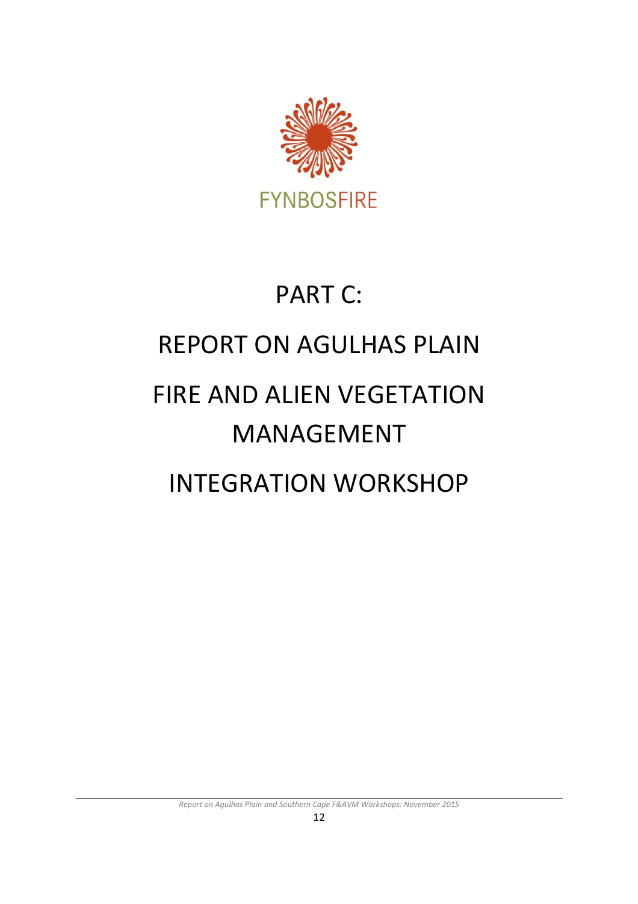FYNBOSFIRE

# PART C:

# REPORT ON AGULHAS PLAIN FIRE AND ALIEN VEGETATION MANAGEMENT INTEGRATION WORKSHOP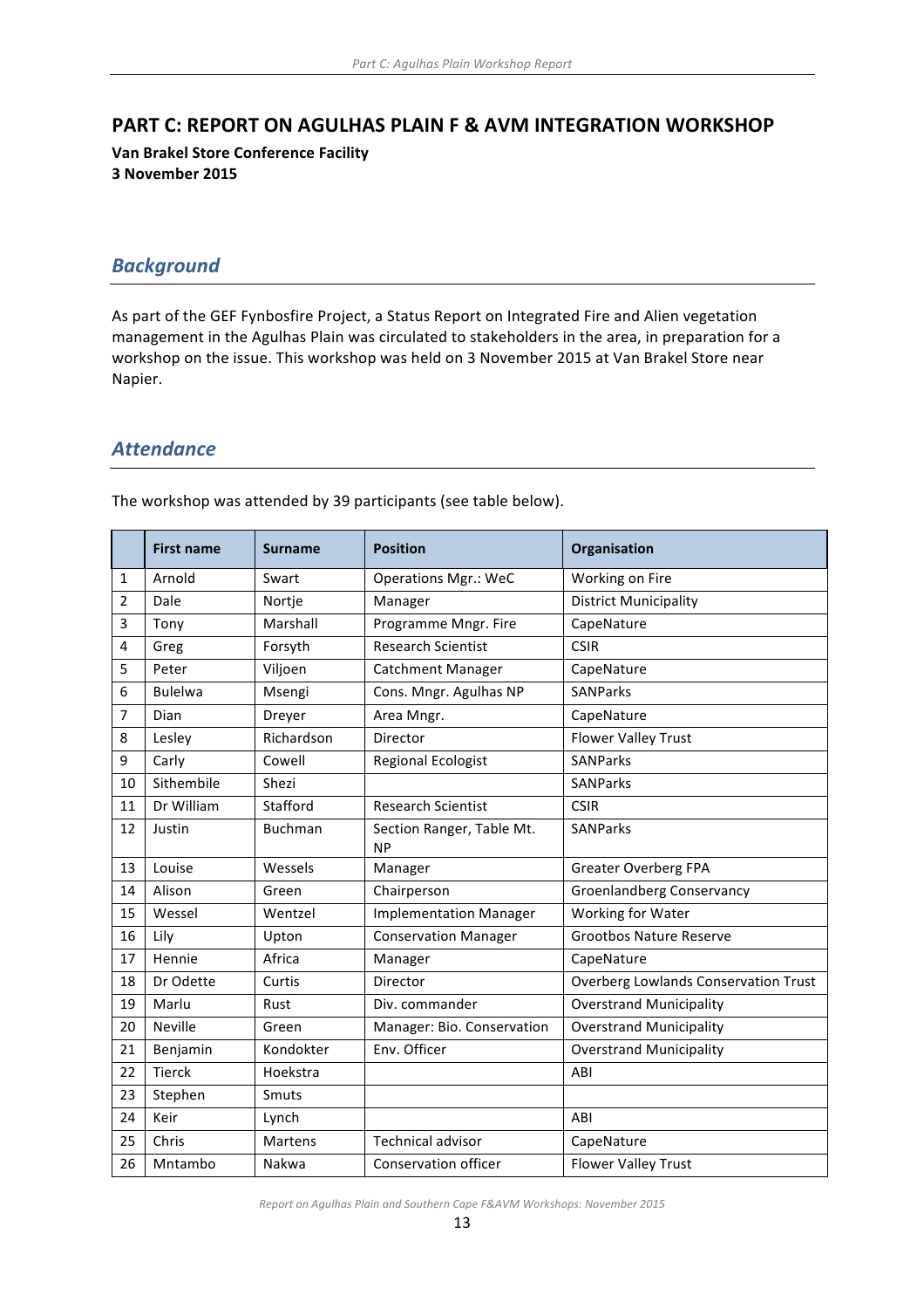# PART C: REPORT ON AGULHAS PLAIN F & AVM INTEGRATION WORKSHOP

**Van Brakel Store Conference Facility**
**3 November 2015**

## *Background*

As part of the GEF Fynbosfire Project, a Status Report on Integrated Fire and Alien vegetation management in the Agulhas Plain was circulated to stakeholders in the area, in preparation for a workshop on the issue. This workshop was held on 3 November 2015 at Van Brakel Store near Napier.

## *Attendance*

The workshop was attended by 39 participants (see table below).

| | First name | Surname | Position | Organisation |
|---|---|---|---|---|
| 1 | Arnold | Swart | Operations Mgr.: WeC | Working on Fire |
| 2 | Dale | Nortje | Manager | District Municipality |
| 3 | Tony | Marshall | Programme Mngr. Fire | CapeNature |
| 4 | Greg | Forsyth | Research Scientist | CSIR |
| 5 | Peter | Viljoen | Catchment Manager | CapeNature |
| 6 | Bulelwa | Msengi | Cons. Mngr. Agulhas NP | SANParks |
| 7 | Dian | Dreyer | Area Mngr. | CapeNature |
| 8 | Lesley | Richardson | Director | Flower Valley Trust |
| 9 | Carly | Cowell | Regional Ecologist | SANParks |
| 10 | Sithembile | Shezi | | SANParks |
| 11 | Dr William | Stafford | Research Scientist | CSIR |
| 12 | Justin | Buchman | Section Ranger, Table Mt. NP | SANParks |
| 13 | Louise | Wessels | Manager | Greater Overberg FPA |
| 14 | Alison | Green | Chairperson | Groenlandberg Conservancy |
| 15 | Wessel | Wentzel | Implementation Manager | Working for Water |
| 16 | Lily | Upton | Conservation Manager | Grootbos Nature Reserve |
| 17 | Hennie | Africa | Manager | CapeNature |
| 18 | Dr Odette | Curtis | Director | Overberg Lowlands Conservation Trust |
| 19 | Marlu | Rust | Div. commander | Overstrand Municipality |
| 20 | Neville | Green | Manager: Bio. Conservation | Overstrand Municipality |
| 21 | Benjamin | Kondokter | Env. Officer | Overstrand Municipality |
| 22 | Tierck | Hoekstra | | ABI |
| 23 | Stephen | Smuts | | |
| 24 | Keir | Lynch | | ABI |
| 25 | Chris | Martens | Technical advisor | CapeNature |
| 26 | Mntambo | Nakwa | Conservation officer | Flower Valley Trust |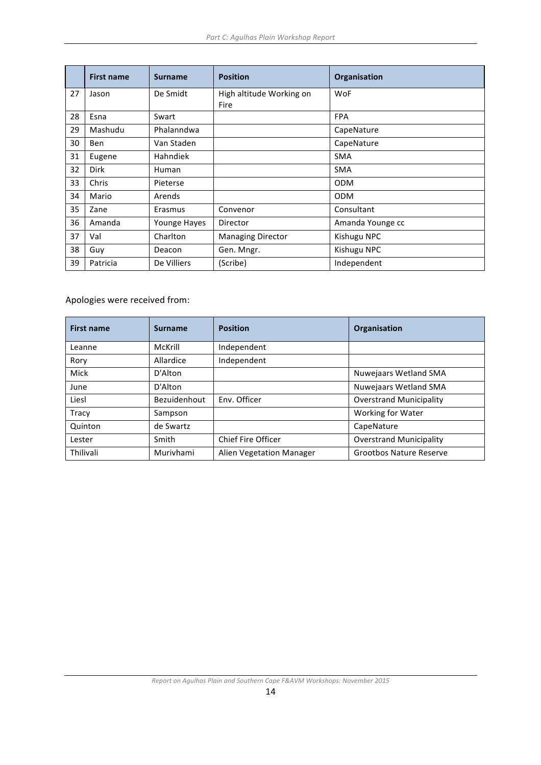| | First name | Surname | Position | Organisation |
|---|---|---|---|---|
| 27 | Jason | De Smidt | High altitude Working on Fire | WoF |
| 28 | Esna | Swart | | FPA |
| 29 | Mashudu | Phalanndwa | | CapeNature |
| 30 | Ben | Van Staden | | CapeNature |
| 31 | Eugene | Hahndiek | | SMA |
| 32 | Dirk | Human | | SMA |
| 33 | Chris | Pieterse | | ODM |
| 34 | Mario | Arends | | ODM |
| 35 | Zane | Erasmus | Convenor | Consultant |
| 36 | Amanda | Younge Hayes | Director | Amanda Younge cc |
| 37 | Val | Charlton | Managing Director | Kishugu NPC |
| 38 | Guy | Deacon | Gen. Mngr. | Kishugu NPC |
| 39 | Patricia | De Villiers | (Scribe) | Independent |

Apologies were received from:

| First name | Surname | Position | Organisation |
|---|---|---|---|
| Leanne | McKrill | Independent | |
| Rory | Allardice | Independent | |
| Mick | D'Alton | | Nuwejaars Wetland SMA |
| June | D'Alton | | Nuwejaars Wetland SMA |
| Liesl | Bezuidenhout | Env. Officer | Overstrand Municipality |
| Tracy | Sampson | | Working for Water |
| Quinton | de Swartz | | CapeNature |
| Lester | Smith | Chief Fire Officer | Overstrand Municipality |
| Thilivali | Murivhami | Alien Vegetation Manager | Grootbos Nature Reserve |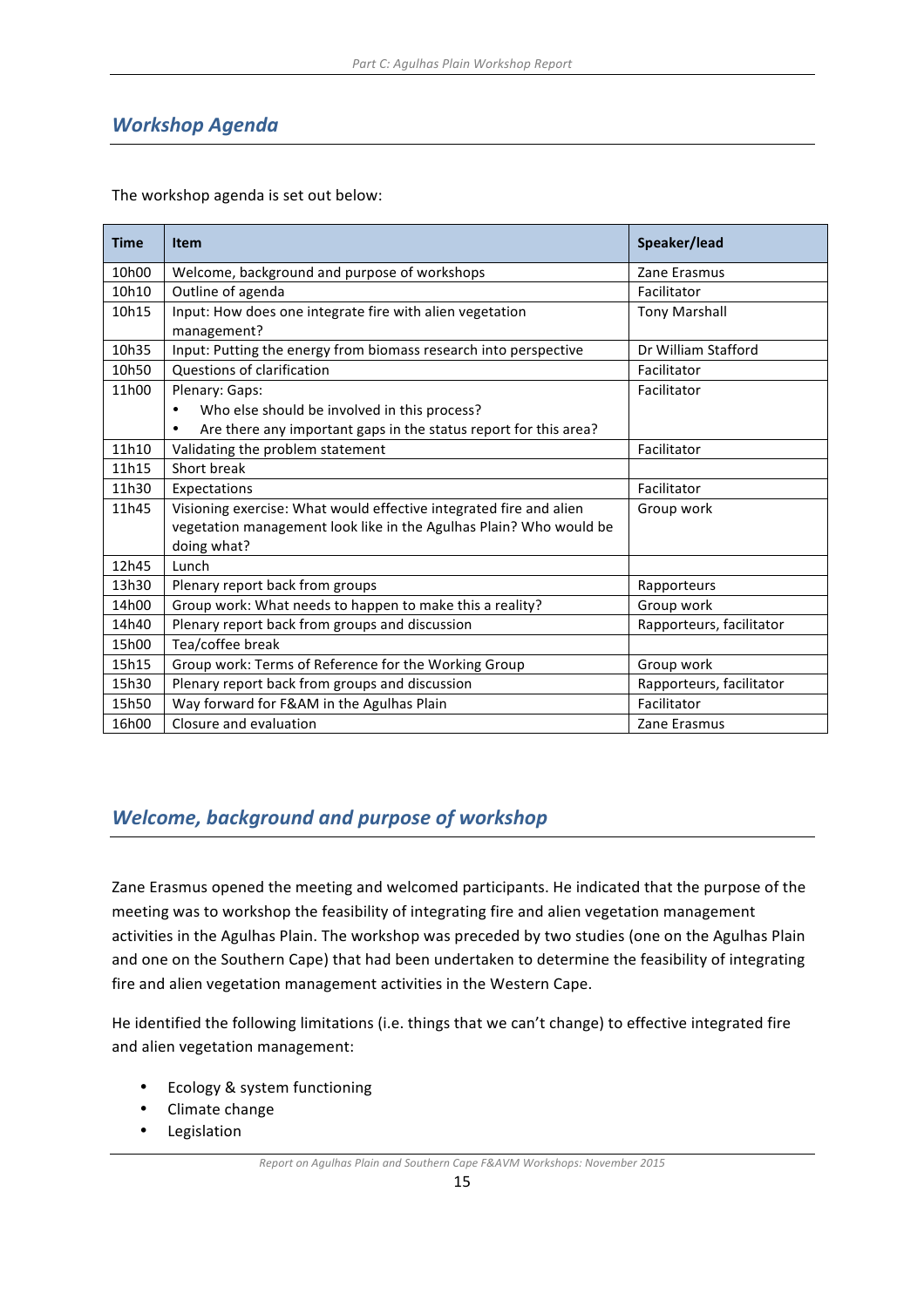## *Workshop Agenda*

The workshop agenda is set out below:

| Time | Item | Speaker/lead |
|---|---|---|
| 10h00 | Welcome, background and purpose of workshops | Zane Erasmus |
| 10h10 | Outline of agenda | Facilitator |
| 10h15 | Input: How does one integrate fire with alien vegetation management? | Tony Marshall |
| 10h35 | Input: Putting the energy from biomass research into perspective | Dr William Stafford |
| 10h50 | Questions of clarification | Facilitator |
| 11h00 | Plenary: Gaps: <br>• Who else should be involved in this process? <br>• Are there any important gaps in the status report for this area? | Facilitator |
| 11h10 | Validating the problem statement | Facilitator |
| 11h15 | Short break | |
| 11h30 | Expectations | Facilitator |
| 11h45 | Visioning exercise: What would effective integrated fire and alien vegetation management look like in the Agulhas Plain? Who would be doing what? | Group work |
| 12h45 | Lunch | |
| 13h30 | Plenary report back from groups | Rapporteurs |
| 14h00 | Group work: What needs to happen to make this a reality? | Group work |
| 14h40 | Plenary report back from groups and discussion | Rapporteurs, facilitator |
| 15h00 | Tea/coffee break | |
| 15h15 | Group work: Terms of Reference for the Working Group | Group work |
| 15h30 | Plenary report back from groups and discussion | Rapporteurs, facilitator |
| 15h50 | Way forward for F&AM in the Agulhas Plain | Facilitator |
| 16h00 | Closure and evaluation | Zane Erasmus |

## *Welcome, background and purpose of workshop*

Zane Erasmus opened the meeting and welcomed participants. He indicated that the purpose of the meeting was to workshop the feasibility of integrating fire and alien vegetation management activities in the Agulhas Plain. The workshop was preceded by two studies (one on the Agulhas Plain and one on the Southern Cape) that had been undertaken to determine the feasibility of integrating fire and alien vegetation management activities in the Western Cape.

He identified the following limitations (i.e. things that we can't change) to effective integrated fire and alien vegetation management:

- Ecology & system functioning
- Climate change
- Legislation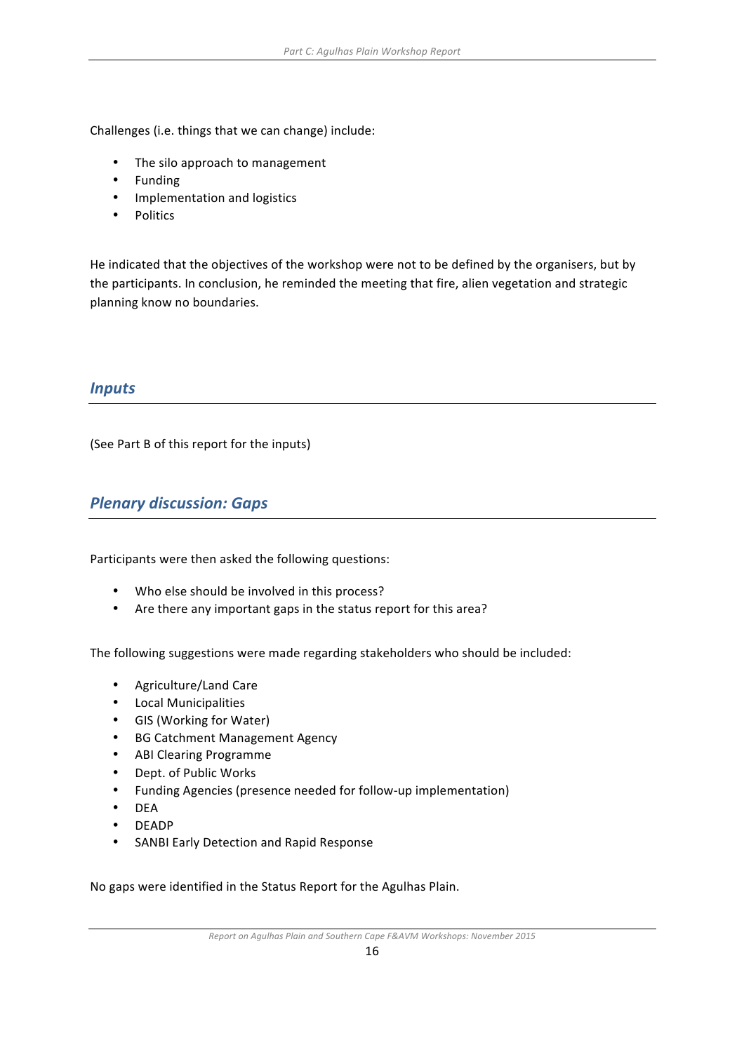Challenges (i.e. things that we can change) include:

- The silo approach to management
- Funding
- Implementation and logistics
- Politics

He indicated that the objectives of the workshop were not to be defined by the organisers, but by the participants. In conclusion, he reminded the meeting that fire, alien vegetation and strategic planning know no boundaries.

## *Inputs*

(See Part B of this report for the inputs)

## *Plenary discussion: Gaps*

Participants were then asked the following questions:

- Who else should be involved in this process?
- Are there any important gaps in the status report for this area?

The following suggestions were made regarding stakeholders who should be included:

- Agriculture/Land Care
- Local Municipalities
- GIS (Working for Water)
- BG Catchment Management Agency
- ABI Clearing Programme
- Dept. of Public Works
- Funding Agencies (presence needed for follow-up implementation)
- DEA
- DEADP
- SANBI Early Detection and Rapid Response

No gaps were identified in the Status Report for the Agulhas Plain.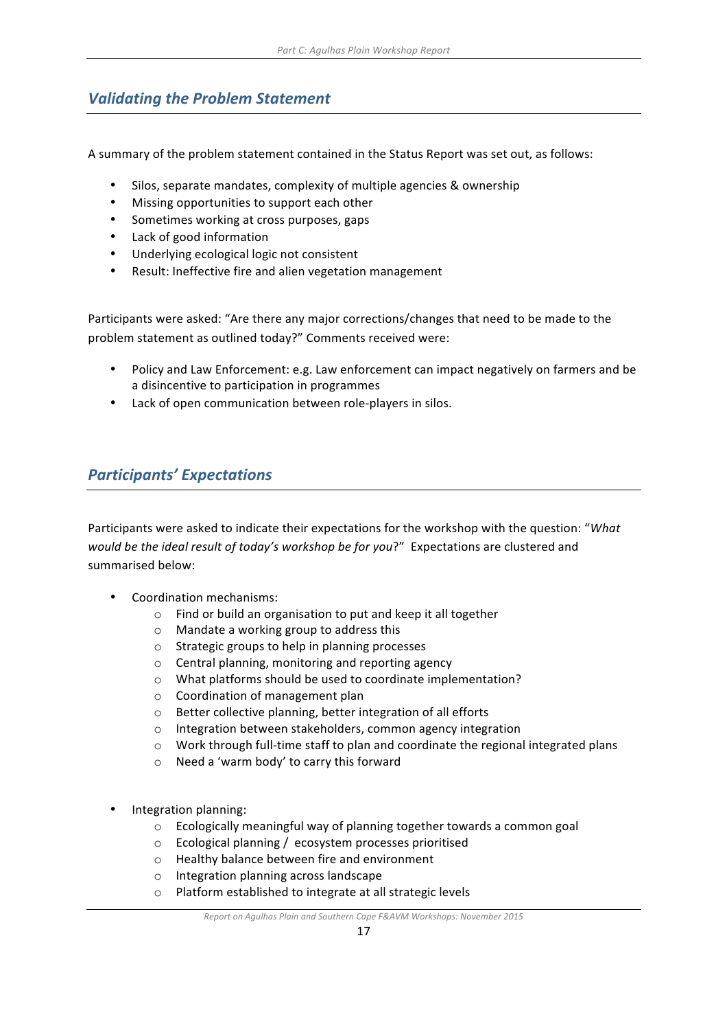## *Validating the Problem Statement*

A summary of the problem statement contained in the Status Report was set out, as follows:

- Silos, separate mandates, complexity of multiple agencies & ownership
- Missing opportunities to support each other
- Sometimes working at cross purposes, gaps
- Lack of good information
- Underlying ecological logic not consistent
- Result: Ineffective fire and alien vegetation management

Participants were asked: "Are there any major corrections/changes that need to be made to the problem statement as outlined today?" Comments received were:

- Policy and Law Enforcement: e.g. Law enforcement can impact negatively on farmers and be a disincentive to participation in programmes
- Lack of open communication between role-players in silos.

## *Participants' Expectations*

Participants were asked to indicate their expectations for the workshop with the question: "*What would be the ideal result of today's workshop be for you*?" Expectations are clustered and summarised below:

- Coordination mechanisms:
  - Find or build an organisation to put and keep it all together
  - Mandate a working group to address this
  - Strategic groups to help in planning processes
  - Central planning, monitoring and reporting agency
  - What platforms should be used to coordinate implementation?
  - Coordination of management plan
  - Better collective planning, better integration of all efforts
  - Integration between stakeholders, common agency integration
  - Work through full-time staff to plan and coordinate the regional integrated plans
  - Need a 'warm body' to carry this forward
- Integration planning:
  - Ecologically meaningful way of planning together towards a common goal
  - Ecological planning / ecosystem processes prioritised
  - Healthy balance between fire and environment
  - Integration planning across landscape
  - Platform established to integrate at all strategic levels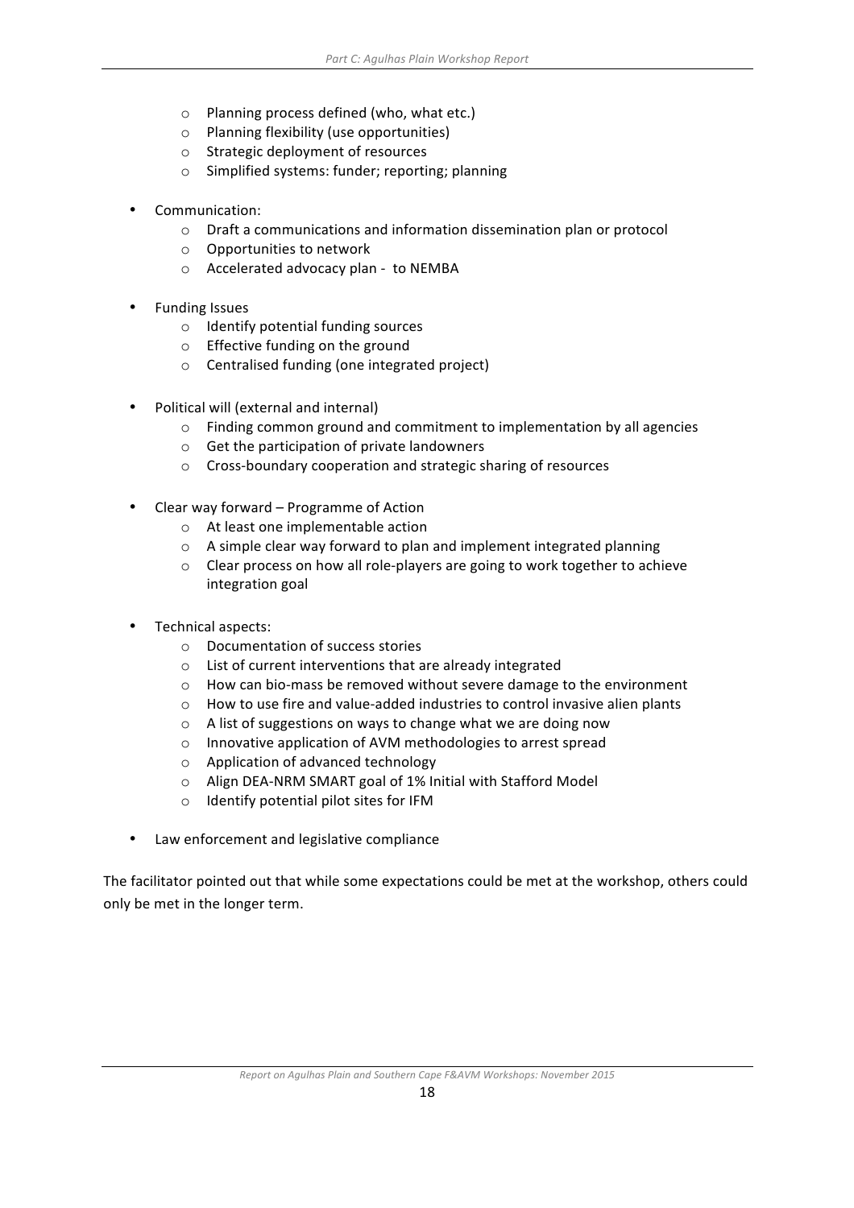- Planning process defined (who, what etc.)
    - Planning flexibility (use opportunities)
    - Strategic deployment of resources
    - Simplified systems: funder; reporting; planning

- Communication:
    - Draft a communications and information dissemination plan or protocol
    - Opportunities to network
    - Accelerated advocacy plan - to NEMBA

- Funding Issues
    - Identify potential funding sources
    - Effective funding on the ground
    - Centralised funding (one integrated project)

- Political will (external and internal)
    - Finding common ground and commitment to implementation by all agencies
    - Get the participation of private landowners
    - Cross-boundary cooperation and strategic sharing of resources

- Clear way forward – Programme of Action
    - At least one implementable action
    - A simple clear way forward to plan and implement integrated planning
    - Clear process on how all role-players are going to work together to achieve integration goal

- Technical aspects:
    - Documentation of success stories
    - List of current interventions that are already integrated
    - How can bio-mass be removed without severe damage to the environment
    - How to use fire and value-added industries to control invasive alien plants
    - A list of suggestions on ways to change what we are doing now
    - Innovative application of AVM methodologies to arrest spread
    - Application of advanced technology
    - Align DEA-NRM SMART goal of 1% Initial with Stafford Model
    - Identify potential pilot sites for IFM

- Law enforcement and legislative compliance

The facilitator pointed out that while some expectations could be met at the workshop, others could only be met in the longer term.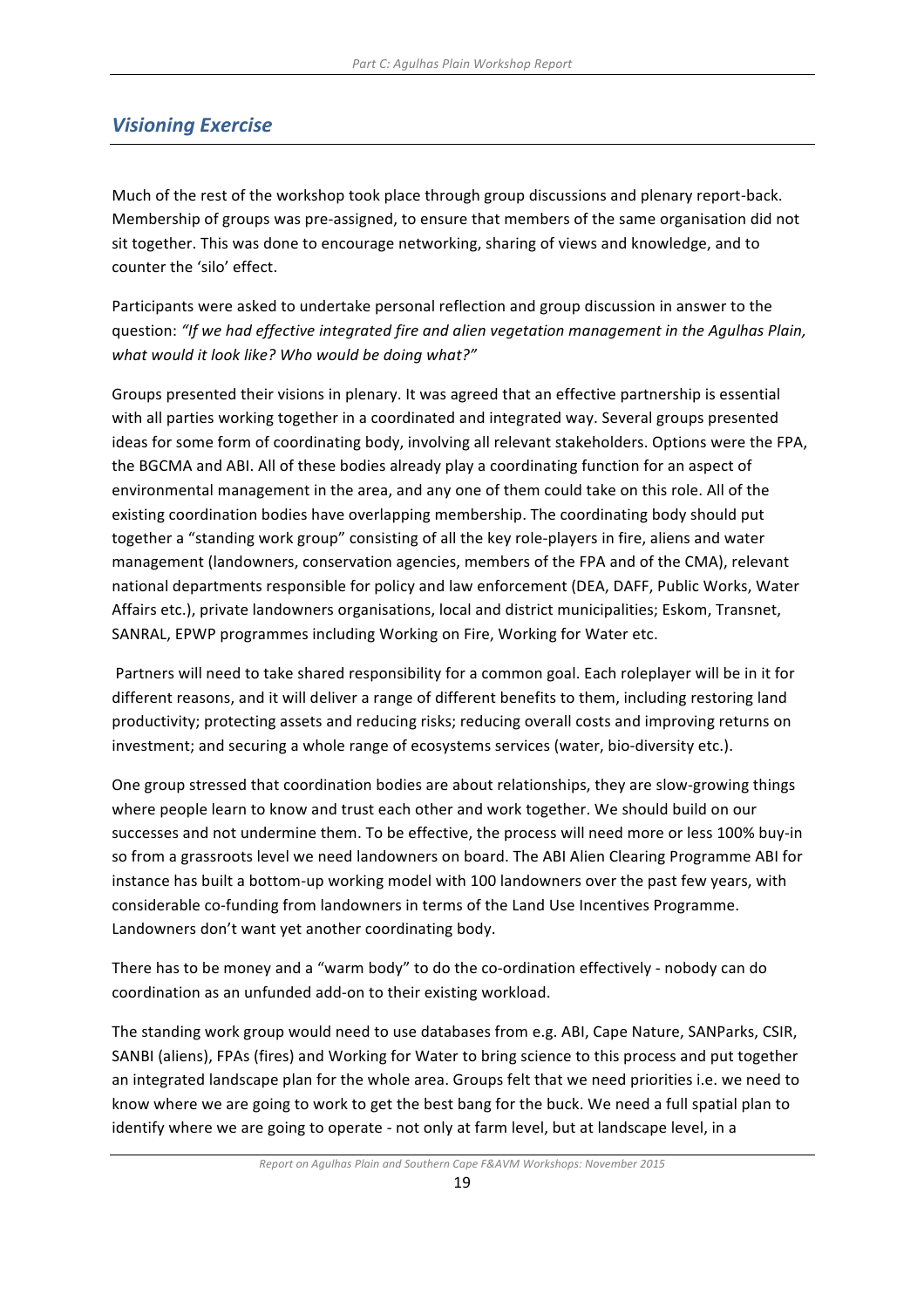## *Visioning Exercise*

Much of the rest of the workshop took place through group discussions and plenary report-back. Membership of groups was pre-assigned, to ensure that members of the same organisation did not sit together. This was done to encourage networking, sharing of views and knowledge, and to counter the 'silo' effect.

Participants were asked to undertake personal reflection and group discussion in answer to the question: *"If we had effective integrated fire and alien vegetation management in the Agulhas Plain, what would it look like? Who would be doing what?"*

Groups presented their visions in plenary. It was agreed that an effective partnership is essential with all parties working together in a coordinated and integrated way. Several groups presented ideas for some form of coordinating body, involving all relevant stakeholders. Options were the FPA, the BGCMA and ABI. All of these bodies already play a coordinating function for an aspect of environmental management in the area, and any one of them could take on this role. All of the existing coordination bodies have overlapping membership. The coordinating body should put together a "standing work group" consisting of all the key role-players in fire, aliens and water management (landowners, conservation agencies, members of the FPA and of the CMA), relevant national departments responsible for policy and law enforcement (DEA, DAFF, Public Works, Water Affairs etc.), private landowners organisations, local and district municipalities; Eskom, Transnet, SANRAL, EPWP programmes including Working on Fire, Working for Water etc.

Partners will need to take shared responsibility for a common goal. Each roleplayer will be in it for different reasons, and it will deliver a range of different benefits to them, including restoring land productivity; protecting assets and reducing risks; reducing overall costs and improving returns on investment; and securing a whole range of ecosystems services (water, bio-diversity etc.).

One group stressed that coordination bodies are about relationships, they are slow-growing things where people learn to know and trust each other and work together. We should build on our successes and not undermine them. To be effective, the process will need more or less 100% buy-in so from a grassroots level we need landowners on board. The ABI Alien Clearing Programme ABI for instance has built a bottom-up working model with 100 landowners over the past few years, with considerable co-funding from landowners in terms of the Land Use Incentives Programme. Landowners don't want yet another coordinating body.

There has to be money and a "warm body" to do the co-ordination effectively - nobody can do coordination as an unfunded add-on to their existing workload.

The standing work group would need to use databases from e.g. ABI, Cape Nature, SANParks, CSIR, SANBI (aliens), FPAs (fires) and Working for Water to bring science to this process and put together an integrated landscape plan for the whole area. Groups felt that we need priorities i.e. we need to know where we are going to work to get the best bang for the buck. We need a full spatial plan to identify where we are going to operate - not only at farm level, but at landscape level, in a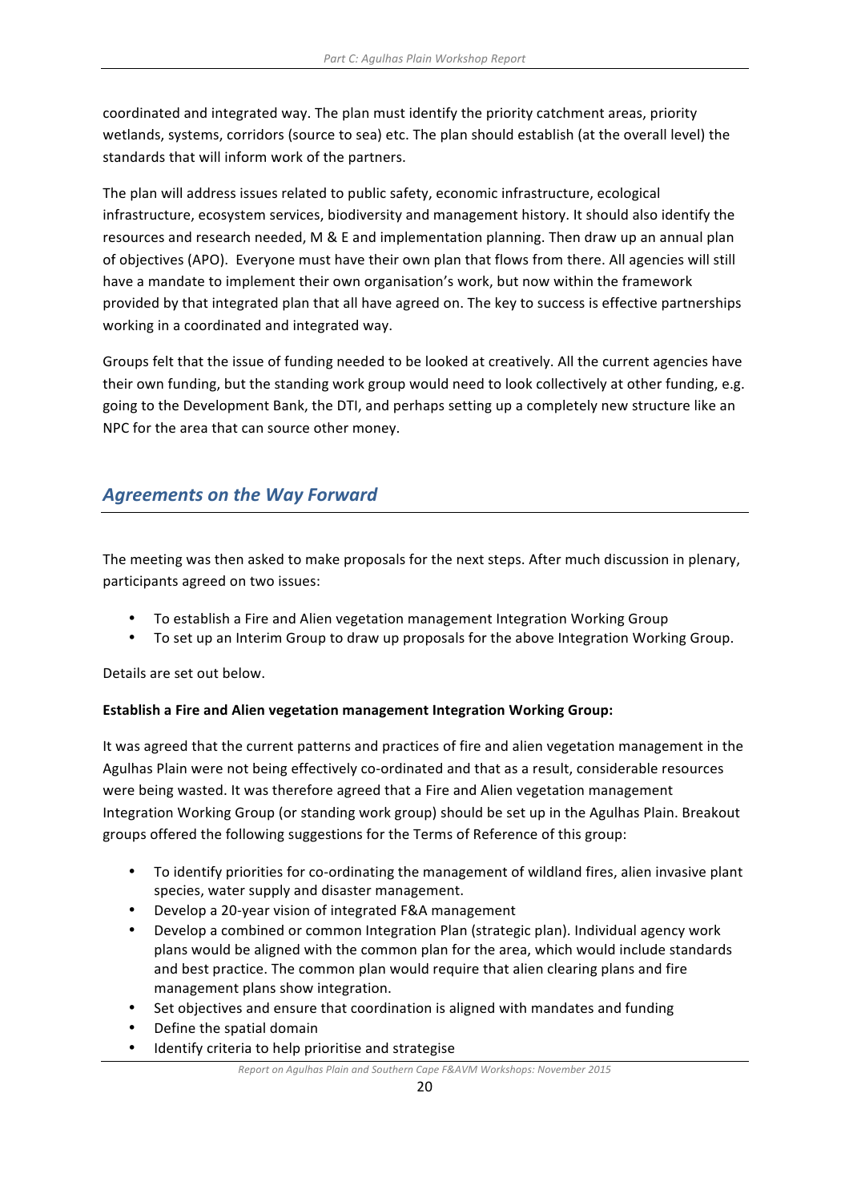coordinated and integrated way. The plan must identify the priority catchment areas, priority wetlands, systems, corridors (source to sea) etc. The plan should establish (at the overall level) the standards that will inform work of the partners.

The plan will address issues related to public safety, economic infrastructure, ecological infrastructure, ecosystem services, biodiversity and management history. It should also identify the resources and research needed, M & E and implementation planning. Then draw up an annual plan of objectives (APO). Everyone must have their own plan that flows from there. All agencies will still have a mandate to implement their own organisation's work, but now within the framework provided by that integrated plan that all have agreed on. The key to success is effective partnerships working in a coordinated and integrated way.

Groups felt that the issue of funding needed to be looked at creatively. All the current agencies have their own funding, but the standing work group would need to look collectively at other funding, e.g. going to the Development Bank, the DTI, and perhaps setting up a completely new structure like an NPC for the area that can source other money.

## *Agreements on the Way Forward*

The meeting was then asked to make proposals for the next steps. After much discussion in plenary, participants agreed on two issues:

- To establish a Fire and Alien vegetation management Integration Working Group
- To set up an Interim Group to draw up proposals for the above Integration Working Group.

Details are set out below.

**Establish a Fire and Alien vegetation management Integration Working Group:**

It was agreed that the current patterns and practices of fire and alien vegetation management in the Agulhas Plain were not being effectively co-ordinated and that as a result, considerable resources were being wasted. It was therefore agreed that a Fire and Alien vegetation management Integration Working Group (or standing work group) should be set up in the Agulhas Plain. Breakout groups offered the following suggestions for the Terms of Reference of this group:

- To identify priorities for co-ordinating the management of wildland fires, alien invasive plant species, water supply and disaster management.
- Develop a 20-year vision of integrated F&A management
- Develop a combined or common Integration Plan (strategic plan). Individual agency work plans would be aligned with the common plan for the area, which would include standards and best practice. The common plan would require that alien clearing plans and fire management plans show integration.
- Set objectives and ensure that coordination is aligned with mandates and funding
- Define the spatial domain
- Identify criteria to help prioritise and strategise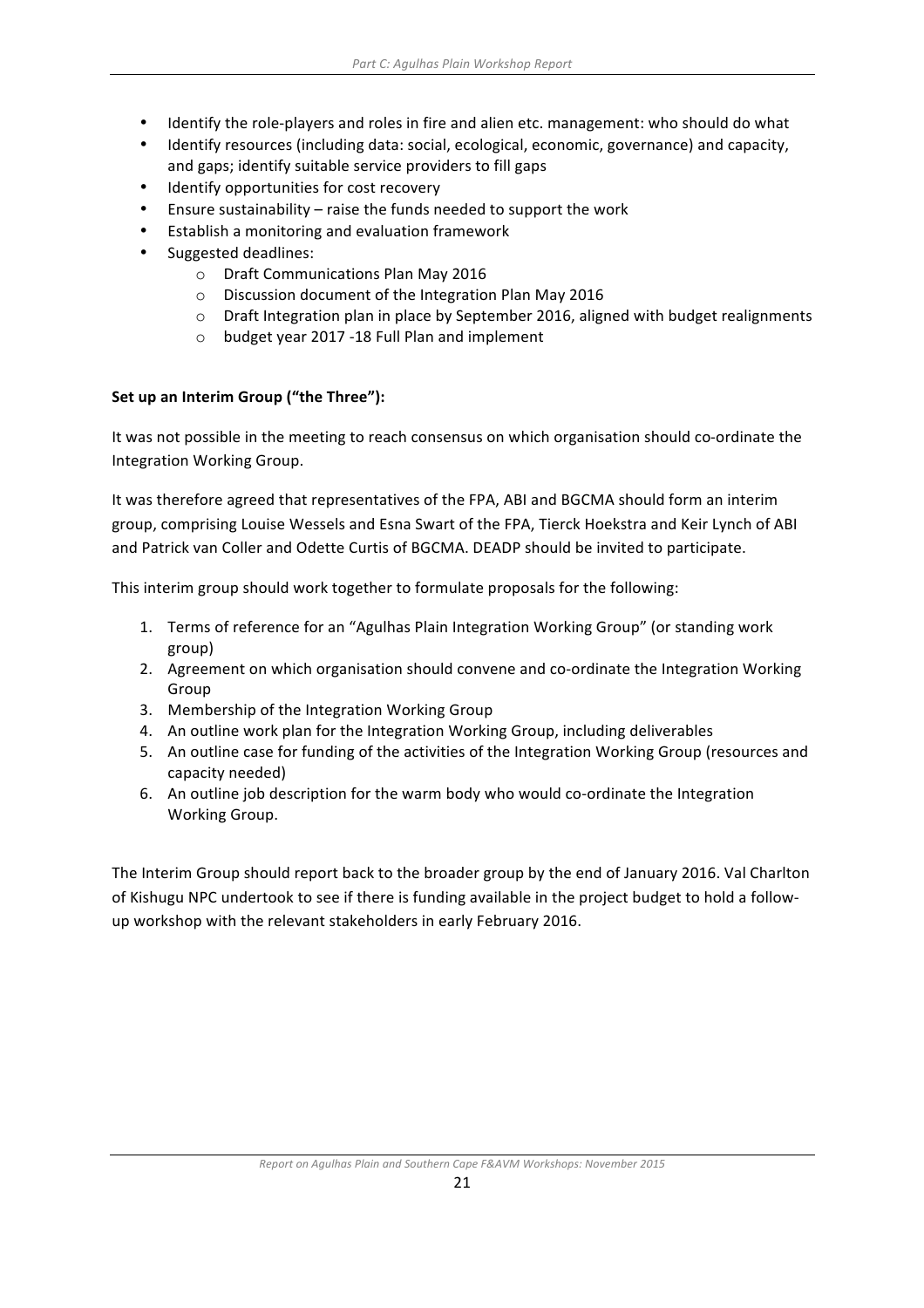- Identify the role-players and roles in fire and alien etc. management: who should do what
- Identify resources (including data: social, ecological, economic, governance) and capacity, and gaps; identify suitable service providers to fill gaps
- Identify opportunities for cost recovery
- Ensure sustainability – raise the funds needed to support the work
- Establish a monitoring and evaluation framework
- Suggested deadlines:
    - Draft Communications Plan May 2016
    - Discussion document of the Integration Plan May 2016
    - Draft Integration plan in place by September 2016, aligned with budget realignments
    - budget year 2017 -18 Full Plan and implement

**Set up an Interim Group ("the Three"):**

It was not possible in the meeting to reach consensus on which organisation should co-ordinate the Integration Working Group.

It was therefore agreed that representatives of the FPA, ABI and BGCMA should form an interim group, comprising Louise Wessels and Esna Swart of the FPA, Tierck Hoekstra and Keir Lynch of ABI and Patrick van Coller and Odette Curtis of BGCMA. DEADP should be invited to participate.

This interim group should work together to formulate proposals for the following:

1. Terms of reference for an "Agulhas Plain Integration Working Group" (or standing work group)
2. Agreement on which organisation should convene and co-ordinate the Integration Working Group
3. Membership of the Integration Working Group
4. An outline work plan for the Integration Working Group, including deliverables
5. An outline case for funding of the activities of the Integration Working Group (resources and capacity needed)
6. An outline job description for the warm body who would co-ordinate the Integration Working Group.

The Interim Group should report back to the broader group by the end of January 2016. Val Charlton of Kishugu NPC undertook to see if there is funding available in the project budget to hold a follow-up workshop with the relevant stakeholders in early February 2016.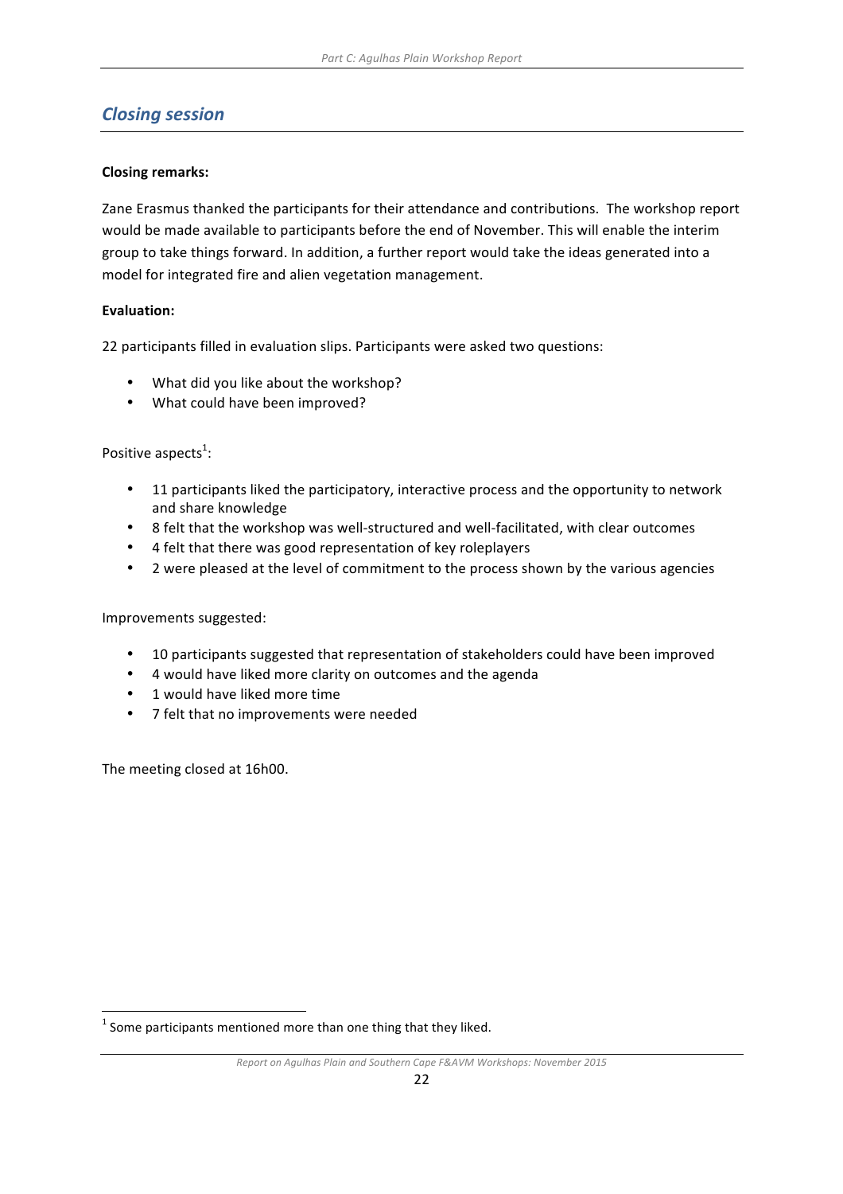## *Closing session*

**Closing remarks:**

Zane Erasmus thanked the participants for their attendance and contributions. The workshop report would be made available to participants before the end of November. This will enable the interim group to take things forward. In addition, a further report would take the ideas generated into a model for integrated fire and alien vegetation management.

**Evaluation:**

22 participants filled in evaluation slips. Participants were asked two questions:

- What did you like about the workshop?
- What could have been improved?

Positive aspects[1]:

- 11 participants liked the participatory, interactive process and the opportunity to network and share knowledge
- 8 felt that the workshop was well-structured and well-facilitated, with clear outcomes
- 4 felt that there was good representation of key roleplayers
- 2 were pleased at the level of commitment to the process shown by the various agencies

Improvements suggested:

- 10 participants suggested that representation of stakeholders could have been improved
- 4 would have liked more clarity on outcomes and the agenda
- 1 would have liked more time
- 7 felt that no improvements were needed

The meeting closed at 16h00.

[1] Some participants mentioned more than one thing that they liked.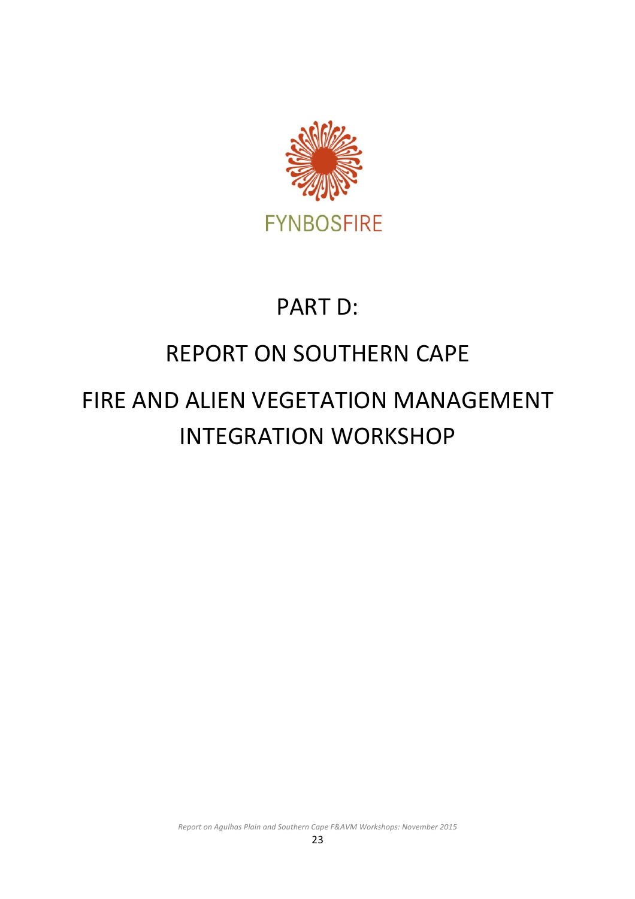FYNBOSFIRE

# PART D:

# REPORT ON SOUTHERN CAPE

# FIRE AND ALIEN VEGETATION MANAGEMENT INTEGRATION WORKSHOP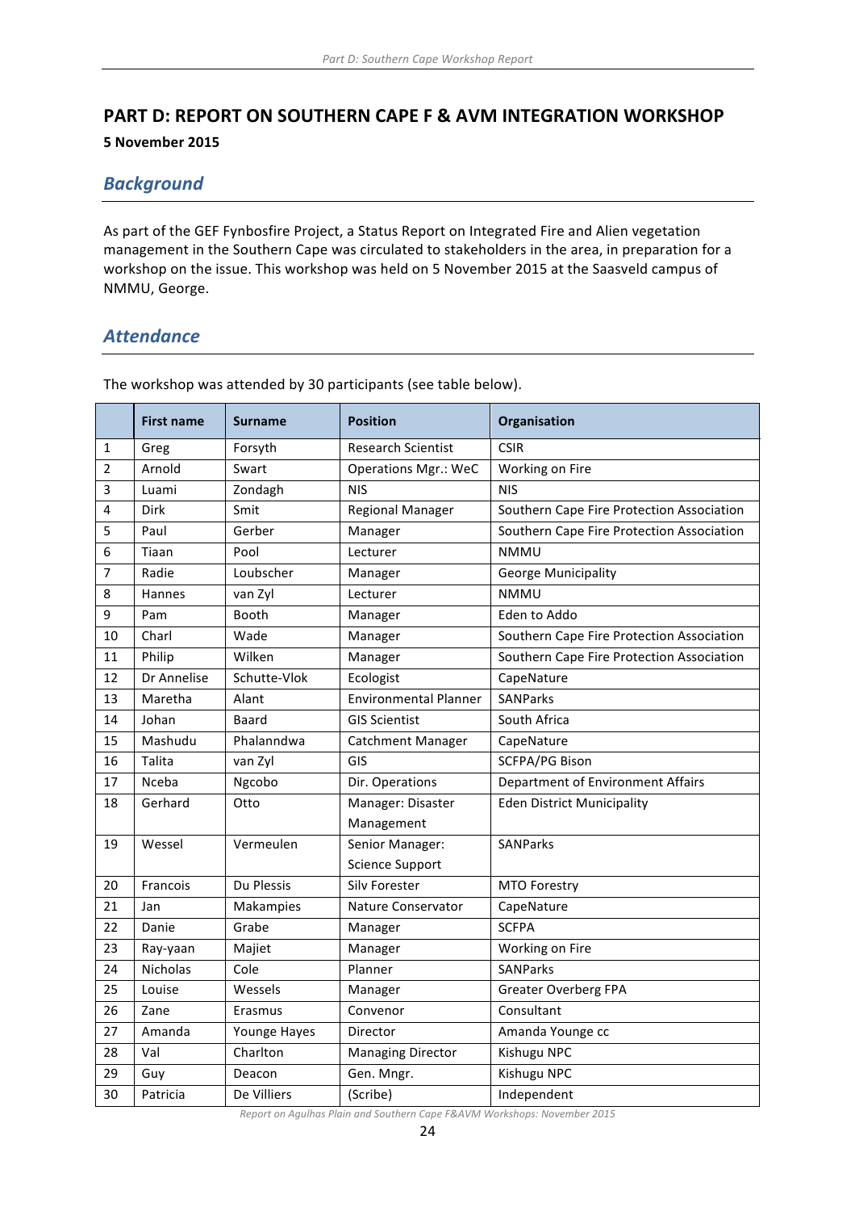# PART D: REPORT ON SOUTHERN CAPE F & AVM INTEGRATION WORKSHOP

**5 November 2015**

## Background

As part of the GEF Fynbosfire Project, a Status Report on Integrated Fire and Alien vegetation management in the Southern Cape was circulated to stakeholders in the area, in preparation for a workshop on the issue. This workshop was held on 5 November 2015 at the Saasveld campus of NMMU, George.

## Attendance

The workshop was attended by 30 participants (see table below).

| | First name | Surname | Position | Organisation |
|---|---|---|---|---|
| 1 | Greg | Forsyth | Research Scientist | CSIR |
| 2 | Arnold | Swart | Operations Mgr.: WeC | Working on Fire |
| 3 | Luami | Zondagh | NIS | NIS |
| 4 | Dirk | Smit | Regional Manager | Southern Cape Fire Protection Association |
| 5 | Paul | Gerber | Manager | Southern Cape Fire Protection Association |
| 6 | Tiaan | Pool | Lecturer | NMMU |
| 7 | Radie | Loubscher | Manager | George Municipality |
| 8 | Hannes | van Zyl | Lecturer | NMMU |
| 9 | Pam | Booth | Manager | Eden to Addo |
| 10 | Charl | Wade | Manager | Southern Cape Fire Protection Association |
| 11 | Philip | Wilken | Manager | Southern Cape Fire Protection Association |
| 12 | Dr Annelise | Schutte-Vlok | Ecologist | CapeNature |
| 13 | Maretha | Alant | Environmental Planner | SANParks |
| 14 | Johan | Baard | GIS Scientist | South Africa |
| 15 | Mashudu | Phalanndwa | Catchment Manager | CapeNature |
| 16 | Talita | van Zyl | GIS | SCFPA/PG Bison |
| 17 | Nceba | Ngcobo | Dir. Operations | Department of Environment Affairs |
| 18 | Gerhard | Otto | Manager: Disaster Management | Eden District Municipality |
| 19 | Wessel | Vermeulen | Senior Manager: Science Support | SANParks |
| 20 | Francois | Du Plessis | Silv Forester | MTO Forestry |
| 21 | Jan | Makampies | Nature Conservator | CapeNature |
| 22 | Danie | Grabe | Manager | SCFPA |
| 23 | Ray-yaan | Majiet | Manager | Working on Fire |
| 24 | Nicholas | Cole | Planner | SANParks |
| 25 | Louise | Wessels | Manager | Greater Overberg FPA |
| 26 | Zane | Erasmus | Convenor | Consultant |
| 27 | Amanda | Younge Hayes | Director | Amanda Younge cc |
| 28 | Val | Charlton | Managing Director | Kishugu NPC |
| 29 | Guy | Deacon | Gen. Mngr. | Kishugu NPC |
| 30 | Patricia | De Villiers | (Scribe) | Independent |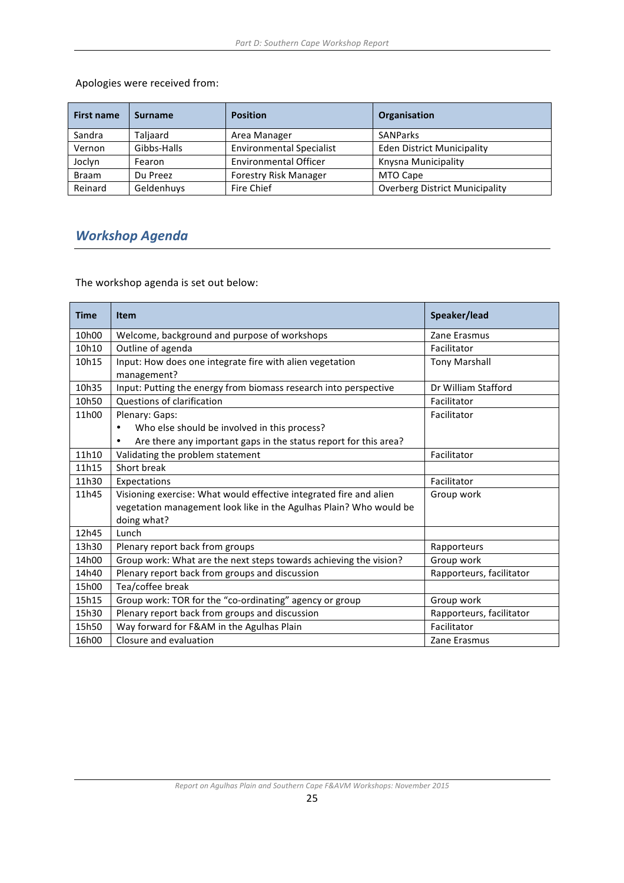Apologies were received from:

| First name | Surname | Position | Organisation |
|---|---|---|---|
| Sandra | Taljaard | Area Manager | SANParks |
| Vernon | Gibbs-Halls | Environmental Specialist | Eden District Municipality |
| Joclyn | Fearon | Environmental Officer | Knysna Municipality |
| Braam | Du Preez | Forestry Risk Manager | MTO Cape |
| Reinard | Geldenhuys | Fire Chief | Overberg District Municipality |

## *Workshop Agenda*

The workshop agenda is set out below:

| Time | Item | Speaker/lead |
|---|---|---|
| 10h00 | Welcome, background and purpose of workshops | Zane Erasmus |
| 10h10 | Outline of agenda | Facilitator |
| 10h15 | Input: How does one integrate fire with alien vegetation management? | Tony Marshall |
| 10h35 | Input: Putting the energy from biomass research into perspective | Dr William Stafford |
| 10h50 | Questions of clarification | Facilitator |
| 11h00 | Plenary: Gaps:<br>• Who else should be involved in this process?<br>• Are there any important gaps in the status report for this area? | Facilitator |
| 11h10 | Validating the problem statement | Facilitator |
| 11h15 | Short break | |
| 11h30 | Expectations | Facilitator |
| 11h45 | Visioning exercise: What would effective integrated fire and alien vegetation management look like in the Agulhas Plain? Who would be doing what? | Group work |
| 12h45 | Lunch | |
| 13h30 | Plenary report back from groups | Rapporteurs |
| 14h00 | Group work: What are the next steps towards achieving the vision? | Group work |
| 14h40 | Plenary report back from groups and discussion | Rapporteurs, facilitator |
| 15h00 | Tea/coffee break | |
| 15h15 | Group work: TOR for the "co-ordinating" agency or group | Group work |
| 15h30 | Plenary report back from groups and discussion | Rapporteurs, facilitator |
| 15h50 | Way forward for F&AM in the Agulhas Plain | Facilitator |
| 16h00 | Closure and evaluation | Zane Erasmus |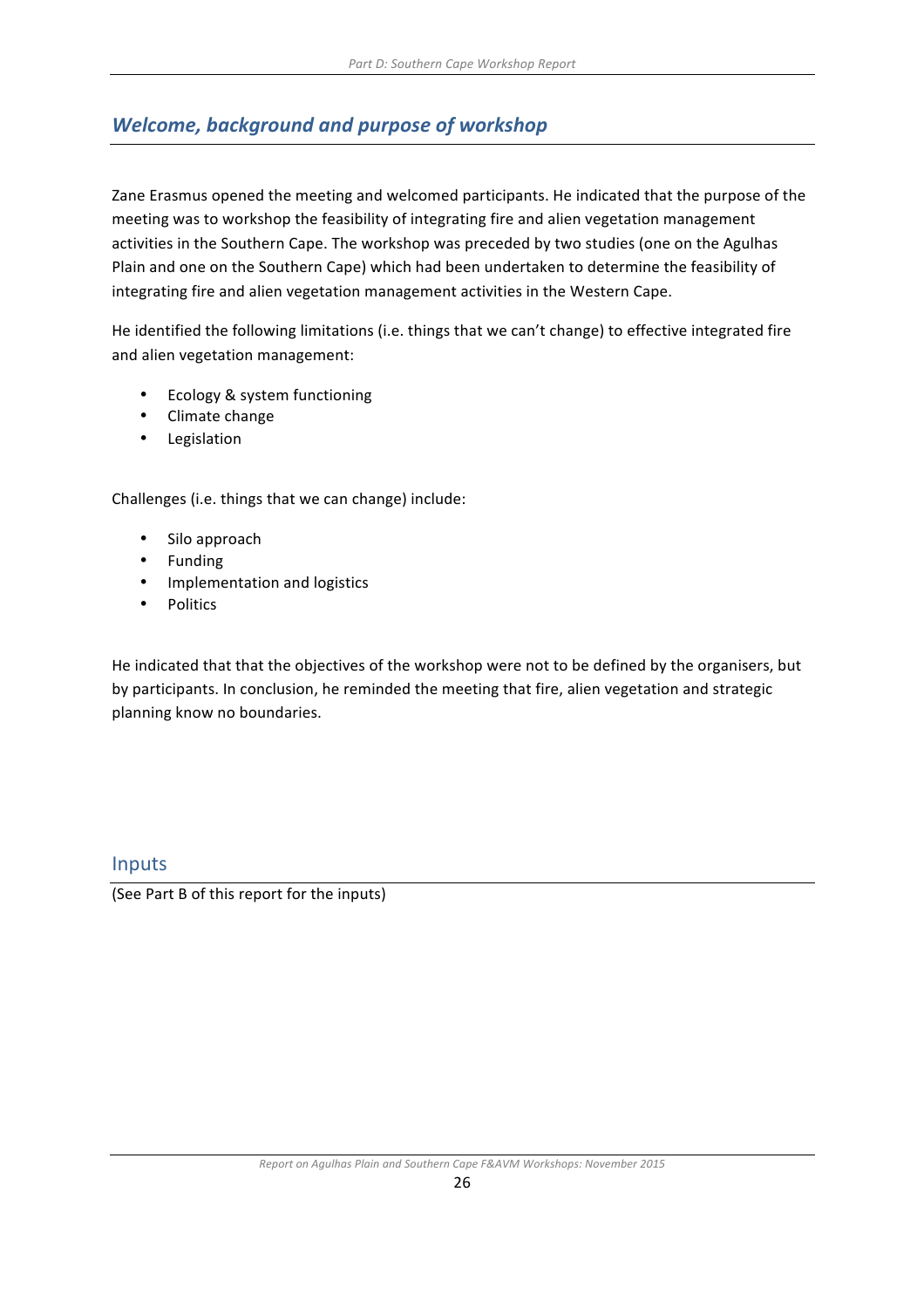## *Welcome, background and purpose of workshop*

Zane Erasmus opened the meeting and welcomed participants. He indicated that the purpose of the meeting was to workshop the feasibility of integrating fire and alien vegetation management activities in the Southern Cape. The workshop was preceded by two studies (one on the Agulhas Plain and one on the Southern Cape) which had been undertaken to determine the feasibility of integrating fire and alien vegetation management activities in the Western Cape.

He identified the following limitations (i.e. things that we can't change) to effective integrated fire and alien vegetation management:

- Ecology & system functioning
- Climate change
- Legislation

Challenges (i.e. things that we can change) include:

- Silo approach
- Funding
- Implementation and logistics
- Politics

He indicated that that the objectives of the workshop were not to be defined by the organisers, but by participants. In conclusion, he reminded the meeting that fire, alien vegetation and strategic planning know no boundaries.

## Inputs

(See Part B of this report for the inputs)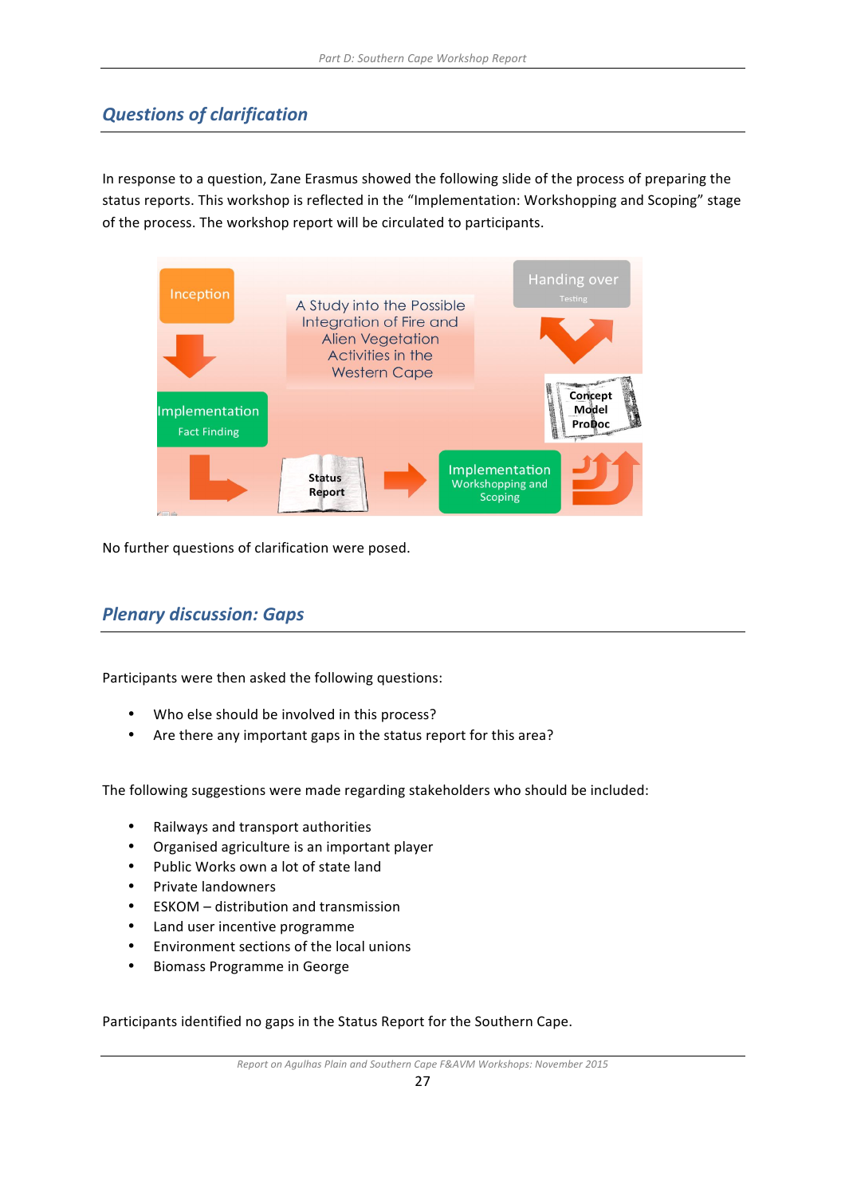## Questions of clarification

In response to a question, Zane Erasmus showed the following slide of the process of preparing the status reports. This workshop is reflected in the "Implementation: Workshopping and Scoping" stage of the process. The workshop report will be circulated to participants.

No further questions of clarification were posed.

## Plenary discussion: Gaps

Participants were then asked the following questions:

- Who else should be involved in this process?
- Are there any important gaps in the status report for this area?

The following suggestions were made regarding stakeholders who should be included:

- Railways and transport authorities
- Organised agriculture is an important player
- Public Works own a lot of state land
- Private landowners
- ESKOM – distribution and transmission
- Land user incentive programme
- Environment sections of the local unions
- Biomass Programme in George

Participants identified no gaps in the Status Report for the Southern Cape.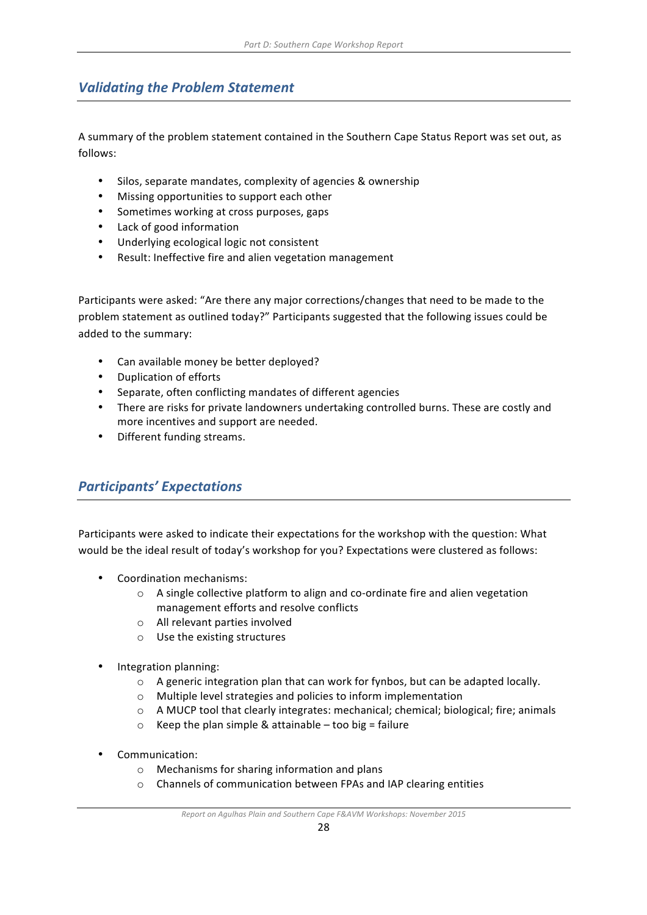## *Validating the Problem Statement*

A summary of the problem statement contained in the Southern Cape Status Report was set out, as follows:

- Silos, separate mandates, complexity of agencies & ownership
- Missing opportunities to support each other
- Sometimes working at cross purposes, gaps
- Lack of good information
- Underlying ecological logic not consistent
- Result: Ineffective fire and alien vegetation management

Participants were asked: "Are there any major corrections/changes that need to be made to the problem statement as outlined today?" Participants suggested that the following issues could be added to the summary:

- Can available money be better deployed?
- Duplication of efforts
- Separate, often conflicting mandates of different agencies
- There are risks for private landowners undertaking controlled burns. These are costly and more incentives and support are needed.
- Different funding streams.

## *Participants' Expectations*

Participants were asked to indicate their expectations for the workshop with the question: What would be the ideal result of today's workshop for you? Expectations were clustered as follows:

- Coordination mechanisms:
  - A single collective platform to align and co-ordinate fire and alien vegetation management efforts and resolve conflicts
  - All relevant parties involved
  - Use the existing structures

- Integration planning:
  - A generic integration plan that can work for fynbos, but can be adapted locally.
  - Multiple level strategies and policies to inform implementation
  - A MUCP tool that clearly integrates: mechanical; chemical; biological; fire; animals
  - Keep the plan simple & attainable – too big = failure

- Communication:
  - Mechanisms for sharing information and plans
  - Channels of communication between FPAs and IAP clearing entities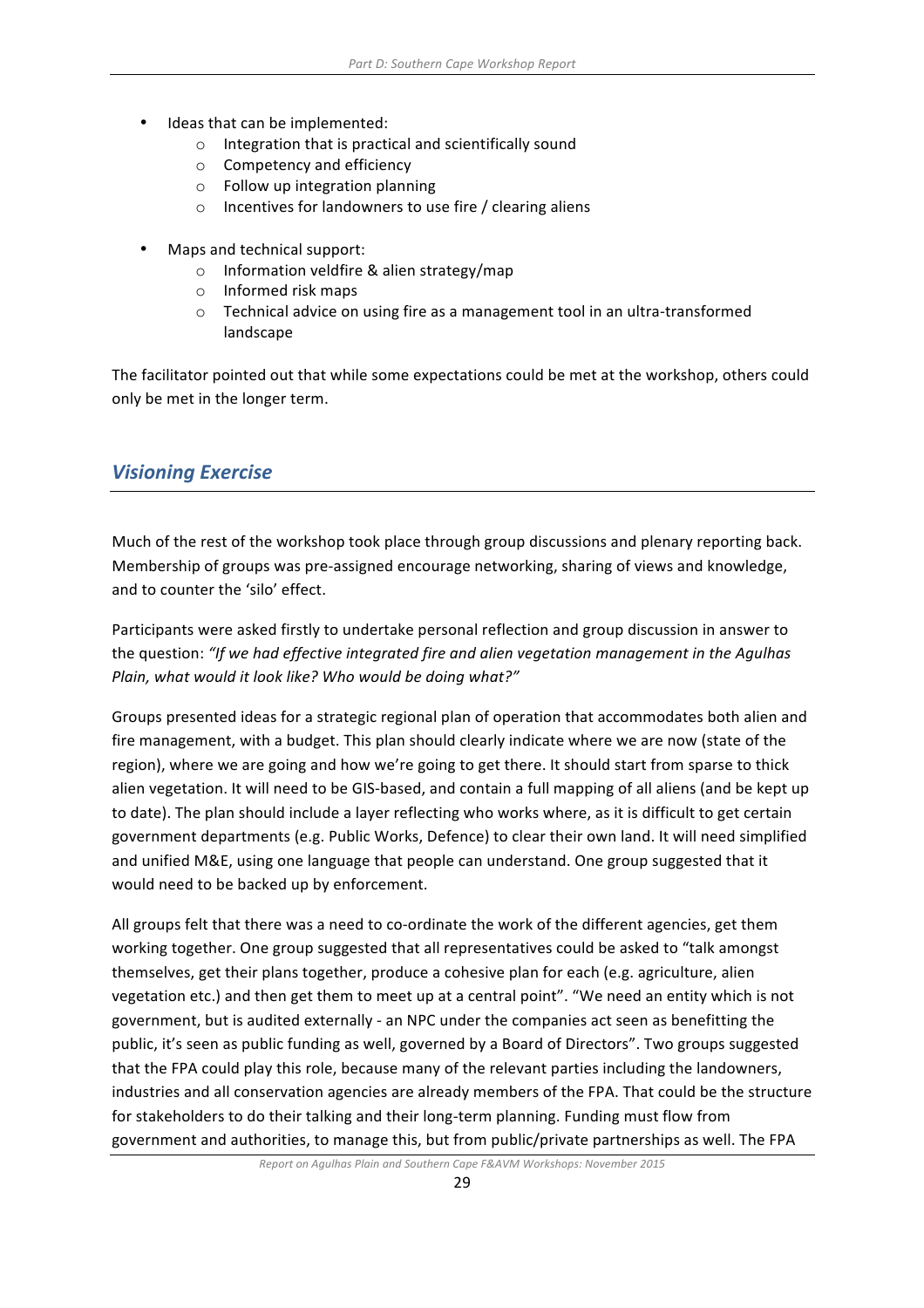- Ideas that can be implemented:
  - Integration that is practical and scientifically sound
  - Competency and efficiency
  - Follow up integration planning
  - Incentives for landowners to use fire / clearing aliens

- Maps and technical support:
  - Information veldfire & alien strategy/map
  - Informed risk maps
  - Technical advice on using fire as a management tool in an ultra-transformed landscape

The facilitator pointed out that while some expectations could be met at the workshop, others could only be met in the longer term.

## *Visioning Exercise*

Much of the rest of the workshop took place through group discussions and plenary reporting back. Membership of groups was pre-assigned encourage networking, sharing of views and knowledge, and to counter the 'silo' effect.

Participants were asked firstly to undertake personal reflection and group discussion in answer to the question: *"If we had effective integrated fire and alien vegetation management in the Agulhas Plain, what would it look like? Who would be doing what?"*

Groups presented ideas for a strategic regional plan of operation that accommodates both alien and fire management, with a budget. This plan should clearly indicate where we are now (state of the region), where we are going and how we're going to get there. It should start from sparse to thick alien vegetation. It will need to be GIS-based, and contain a full mapping of all aliens (and be kept up to date). The plan should include a layer reflecting who works where, as it is difficult to get certain government departments (e.g. Public Works, Defence) to clear their own land. It will need simplified and unified M&E, using one language that people can understand. One group suggested that it would need to be backed up by enforcement.

All groups felt that there was a need to co-ordinate the work of the different agencies, get them working together. One group suggested that all representatives could be asked to "talk amongst themselves, get their plans together, produce a cohesive plan for each (e.g. agriculture, alien vegetation etc.) and then get them to meet up at a central point". "We need an entity which is not government, but is audited externally - an NPC under the companies act seen as benefitting the public, it's seen as public funding as well, governed by a Board of Directors". Two groups suggested that the FPA could play this role, because many of the relevant parties including the landowners, industries and all conservation agencies are already members of the FPA. That could be the structure for stakeholders to do their talking and their long-term planning. Funding must flow from government and authorities, to manage this, but from public/private partnerships as well. The FPA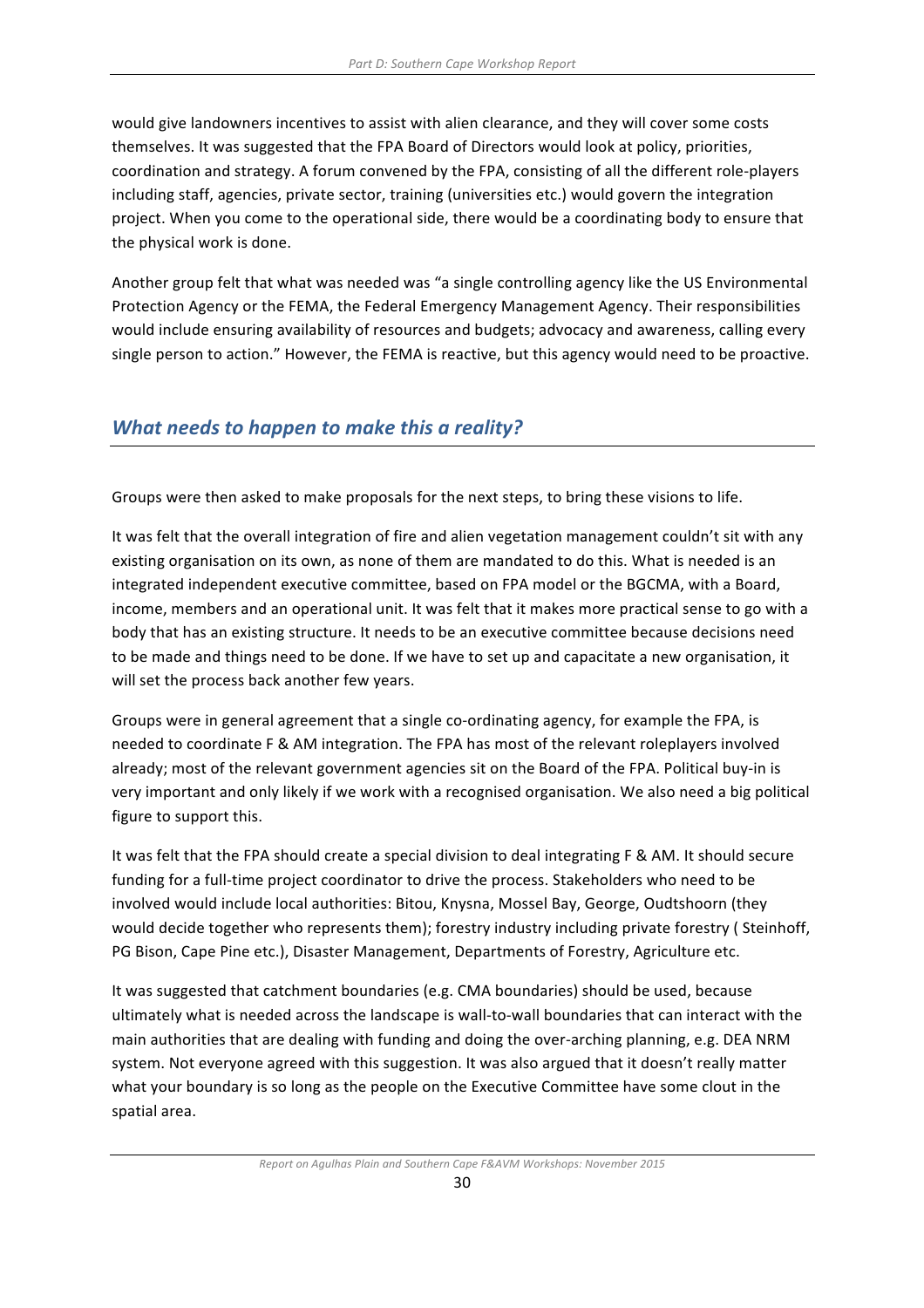would give landowners incentives to assist with alien clearance, and they will cover some costs themselves. It was suggested that the FPA Board of Directors would look at policy, priorities, coordination and strategy. A forum convened by the FPA, consisting of all the different role-players including staff, agencies, private sector, training (universities etc.) would govern the integration project. When you come to the operational side, there would be a coordinating body to ensure that the physical work is done.

Another group felt that what was needed was "a single controlling agency like the US Environmental Protection Agency or the FEMA, the Federal Emergency Management Agency. Their responsibilities would include ensuring availability of resources and budgets; advocacy and awareness, calling every single person to action." However, the FEMA is reactive, but this agency would need to be proactive.

## *What needs to happen to make this a reality?*

Groups were then asked to make proposals for the next steps, to bring these visions to life.

It was felt that the overall integration of fire and alien vegetation management couldn't sit with any existing organisation on its own, as none of them are mandated to do this. What is needed is an integrated independent executive committee, based on FPA model or the BGCMA, with a Board, income, members and an operational unit. It was felt that it makes more practical sense to go with a body that has an existing structure. It needs to be an executive committee because decisions need to be made and things need to be done. If we have to set up and capacitate a new organisation, it will set the process back another few years.

Groups were in general agreement that a single co-ordinating agency, for example the FPA, is needed to coordinate F & AM integration. The FPA has most of the relevant roleplayers involved already; most of the relevant government agencies sit on the Board of the FPA. Political buy-in is very important and only likely if we work with a recognised organisation. We also need a big political figure to support this.

It was felt that the FPA should create a special division to deal integrating F & AM. It should secure funding for a full-time project coordinator to drive the process. Stakeholders who need to be involved would include local authorities: Bitou, Knysna, Mossel Bay, George, Oudtshoorn (they would decide together who represents them); forestry industry including private forestry ( Steinhoff, PG Bison, Cape Pine etc.), Disaster Management, Departments of Forestry, Agriculture etc.

It was suggested that catchment boundaries (e.g. CMA boundaries) should be used, because ultimately what is needed across the landscape is wall-to-wall boundaries that can interact with the main authorities that are dealing with funding and doing the over-arching planning, e.g. DEA NRM system. Not everyone agreed with this suggestion. It was also argued that it doesn't really matter what your boundary is so long as the people on the Executive Committee have some clout in the spatial area.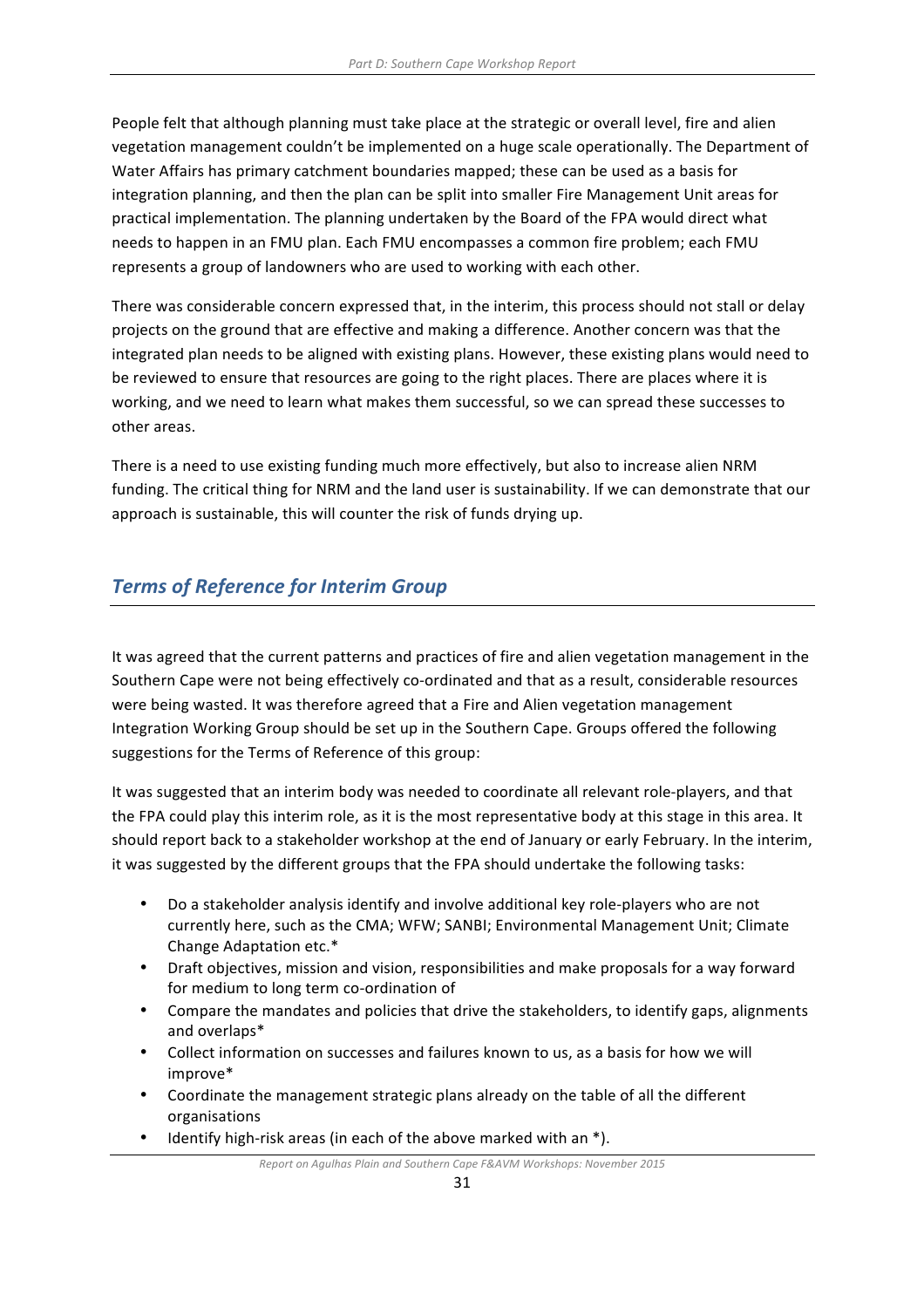People felt that although planning must take place at the strategic or overall level, fire and alien vegetation management couldn't be implemented on a huge scale operationally. The Department of Water Affairs has primary catchment boundaries mapped; these can be used as a basis for integration planning, and then the plan can be split into smaller Fire Management Unit areas for practical implementation. The planning undertaken by the Board of the FPA would direct what needs to happen in an FMU plan. Each FMU encompasses a common fire problem; each FMU represents a group of landowners who are used to working with each other.

There was considerable concern expressed that, in the interim, this process should not stall or delay projects on the ground that are effective and making a difference. Another concern was that the integrated plan needs to be aligned with existing plans. However, these existing plans would need to be reviewed to ensure that resources are going to the right places. There are places where it is working, and we need to learn what makes them successful, so we can spread these successes to other areas.

There is a need to use existing funding much more effectively, but also to increase alien NRM funding. The critical thing for NRM and the land user is sustainability. If we can demonstrate that our approach is sustainable, this will counter the risk of funds drying up.

## *Terms of Reference for Interim Group*

It was agreed that the current patterns and practices of fire and alien vegetation management in the Southern Cape were not being effectively co-ordinated and that as a result, considerable resources were being wasted. It was therefore agreed that a Fire and Alien vegetation management Integration Working Group should be set up in the Southern Cape. Groups offered the following suggestions for the Terms of Reference of this group:

It was suggested that an interim body was needed to coordinate all relevant role-players, and that the FPA could play this interim role, as it is the most representative body at this stage in this area. It should report back to a stakeholder workshop at the end of January or early February. In the interim, it was suggested by the different groups that the FPA should undertake the following tasks:

- Do a stakeholder analysis identify and involve additional key role-players who are not currently here, such as the CMA; WFW; SANBI; Environmental Management Unit; Climate Change Adaptation etc.*
- Draft objectives, mission and vision, responsibilities and make proposals for a way forward for medium to long term co-ordination of
- Compare the mandates and policies that drive the stakeholders, to identify gaps, alignments and overlaps*
- Collect information on successes and failures known to us, as a basis for how we will improve*
- Coordinate the management strategic plans already on the table of all the different organisations
- Identify high-risk areas (in each of the above marked with an *).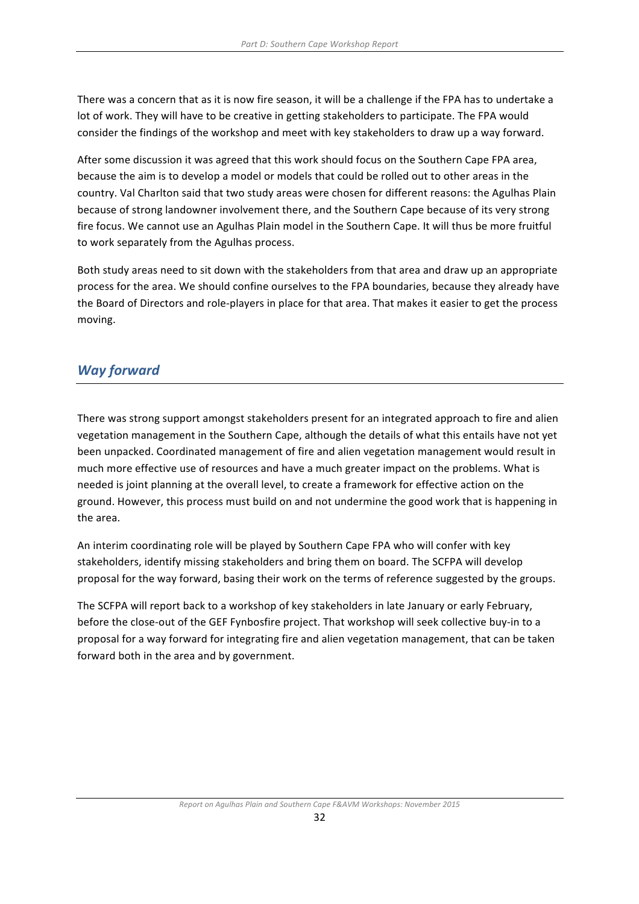There was a concern that as it is now fire season, it will be a challenge if the FPA has to undertake a lot of work. They will have to be creative in getting stakeholders to participate. The FPA would consider the findings of the workshop and meet with key stakeholders to draw up a way forward.

After some discussion it was agreed that this work should focus on the Southern Cape FPA area, because the aim is to develop a model or models that could be rolled out to other areas in the country. Val Charlton said that two study areas were chosen for different reasons: the Agulhas Plain because of strong landowner involvement there, and the Southern Cape because of its very strong fire focus. We cannot use an Agulhas Plain model in the Southern Cape. It will thus be more fruitful to work separately from the Agulhas process.

Both study areas need to sit down with the stakeholders from that area and draw up an appropriate process for the area. We should confine ourselves to the FPA boundaries, because they already have the Board of Directors and role-players in place for that area. That makes it easier to get the process moving.

## *Way forward*

There was strong support amongst stakeholders present for an integrated approach to fire and alien vegetation management in the Southern Cape, although the details of what this entails have not yet been unpacked. Coordinated management of fire and alien vegetation management would result in much more effective use of resources and have a much greater impact on the problems. What is needed is joint planning at the overall level, to create a framework for effective action on the ground. However, this process must build on and not undermine the good work that is happening in the area.

An interim coordinating role will be played by Southern Cape FPA who will confer with key stakeholders, identify missing stakeholders and bring them on board. The SCFPA will develop proposal for the way forward, basing their work on the terms of reference suggested by the groups.

The SCFPA will report back to a workshop of key stakeholders in late January or early February, before the close-out of the GEF Fynbosfire project. That workshop will seek collective buy-in to a proposal for a way forward for integrating fire and alien vegetation management, that can be taken forward both in the area and by government.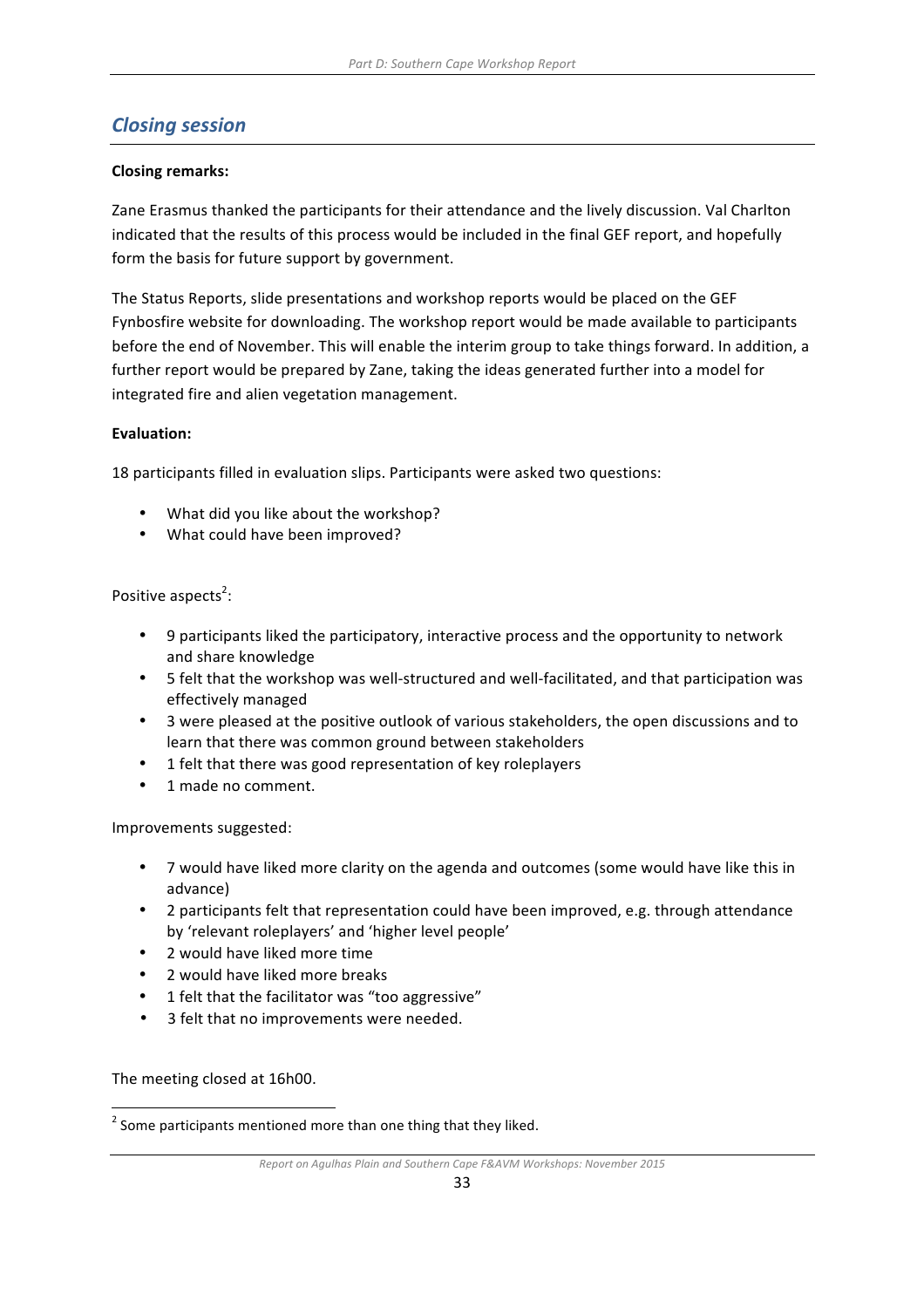## *Closing session*

**Closing remarks:**

Zane Erasmus thanked the participants for their attendance and the lively discussion. Val Charlton indicated that the results of this process would be included in the final GEF report, and hopefully form the basis for future support by government.

The Status Reports, slide presentations and workshop reports would be placed on the GEF Fynbosfire website for downloading. The workshop report would be made available to participants before the end of November. This will enable the interim group to take things forward. In addition, a further report would be prepared by Zane, taking the ideas generated further into a model for integrated fire and alien vegetation management.

**Evaluation:**

18 participants filled in evaluation slips. Participants were asked two questions:

- What did you like about the workshop?
- What could have been improved?

Positive aspects[2]:

- 9 participants liked the participatory, interactive process and the opportunity to network and share knowledge
- 5 felt that the workshop was well-structured and well-facilitated, and that participation was effectively managed
- 3 were pleased at the positive outlook of various stakeholders, the open discussions and to learn that there was common ground between stakeholders
- 1 felt that there was good representation of key roleplayers
- 1 made no comment.

Improvements suggested:

- 7 would have liked more clarity on the agenda and outcomes (some would have like this in advance)
- 2 participants felt that representation could have been improved, e.g. through attendance by 'relevant roleplayers' and 'higher level people'
- 2 would have liked more time
- 2 would have liked more breaks
- 1 felt that the facilitator was "too aggressive"
- 3 felt that no improvements were needed.

The meeting closed at 16h00.

[2] Some participants mentioned more than one thing that they liked.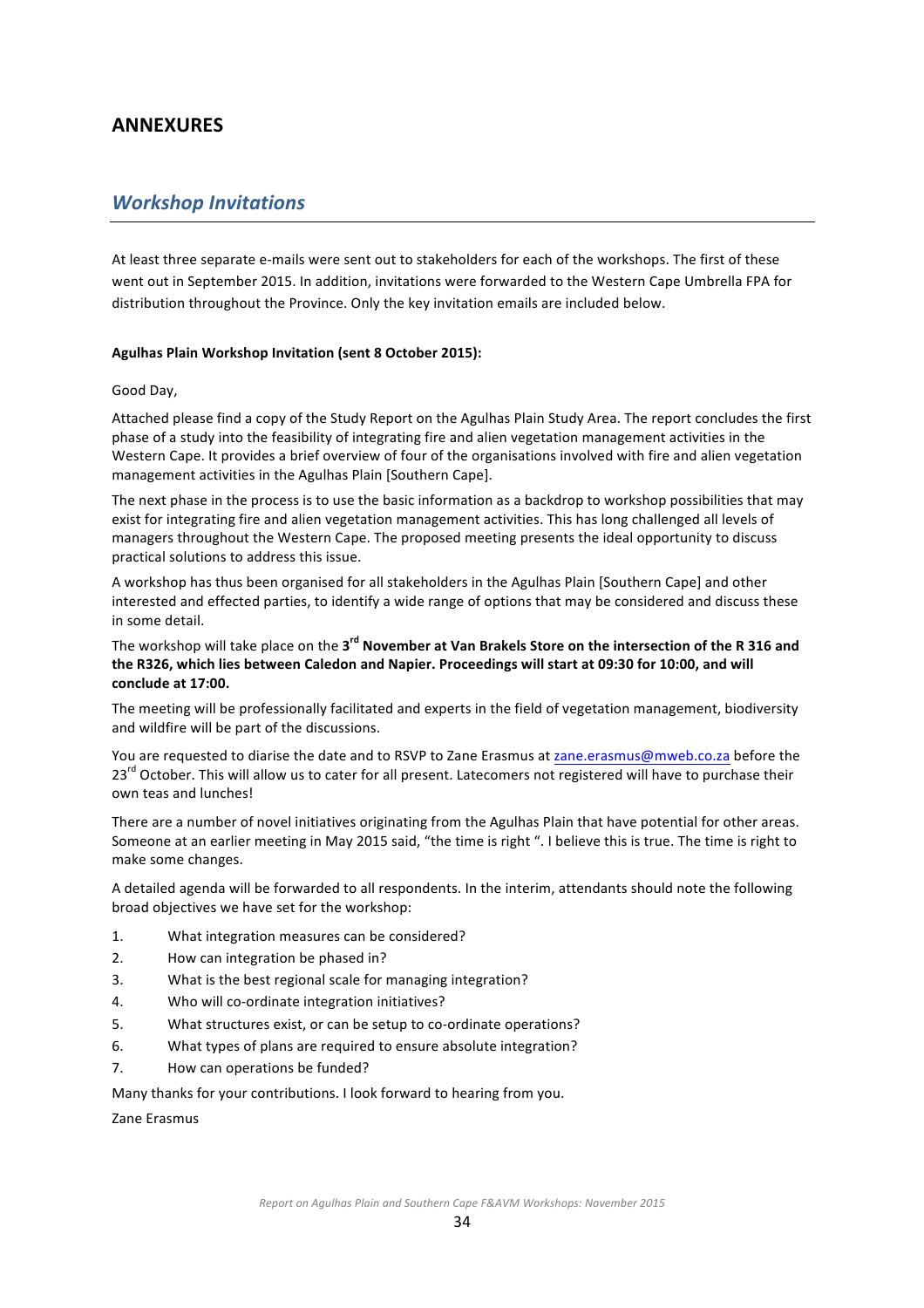# ANNEXURES

## *Workshop Invitations*

At least three separate e-mails were sent out to stakeholders for each of the workshops. The first of these went out in September 2015. In addition, invitations were forwarded to the Western Cape Umbrella FPA for distribution throughout the Province. Only the key invitation emails are included below.

**Agulhas Plain Workshop Invitation (sent 8 October 2015):**

Good Day,

Attached please find a copy of the Study Report on the Agulhas Plain Study Area. The report concludes the first phase of a study into the feasibility of integrating fire and alien vegetation management activities in the Western Cape. It provides a brief overview of four of the organisations involved with fire and alien vegetation management activities in the Agulhas Plain [Southern Cape].

The next phase in the process is to use the basic information as a backdrop to workshop possibilities that may exist for integrating fire and alien vegetation management activities. This has long challenged all levels of managers throughout the Western Cape. The proposed meeting presents the ideal opportunity to discuss practical solutions to address this issue.

A workshop has thus been organised for all stakeholders in the Agulhas Plain [Southern Cape] and other interested and effected parties, to identify a wide range of options that may be considered and discuss these in some detail.

The workshop will take place on the **3rd November at Van Brakels Store on the intersection of the R 316 and the R326, which lies between Caledon and Napier. Proceedings will start at 09:30 for 10:00, and will conclude at 17:00.**

The meeting will be professionally facilitated and experts in the field of vegetation management, biodiversity and wildfire will be part of the discussions.

You are requested to diarise the date and to RSVP to Zane Erasmus at zane.erasmus@mweb.co.za before the 23rd October. This will allow us to cater for all present. Latecomers not registered will have to purchase their own teas and lunches!

There are a number of novel initiatives originating from the Agulhas Plain that have potential for other areas. Someone at an earlier meeting in May 2015 said, "the time is right ". I believe this is true. The time is right to make some changes.

A detailed agenda will be forwarded to all respondents. In the interim, attendants should note the following broad objectives we have set for the workshop:

1. What integration measures can be considered?
2. How can integration be phased in?
3. What is the best regional scale for managing integration?
4. Who will co-ordinate integration initiatives?
5. What structures exist, or can be setup to co-ordinate operations?
6. What types of plans are required to ensure absolute integration?
7. How can operations be funded?

Many thanks for your contributions. I look forward to hearing from you.

Zane Erasmus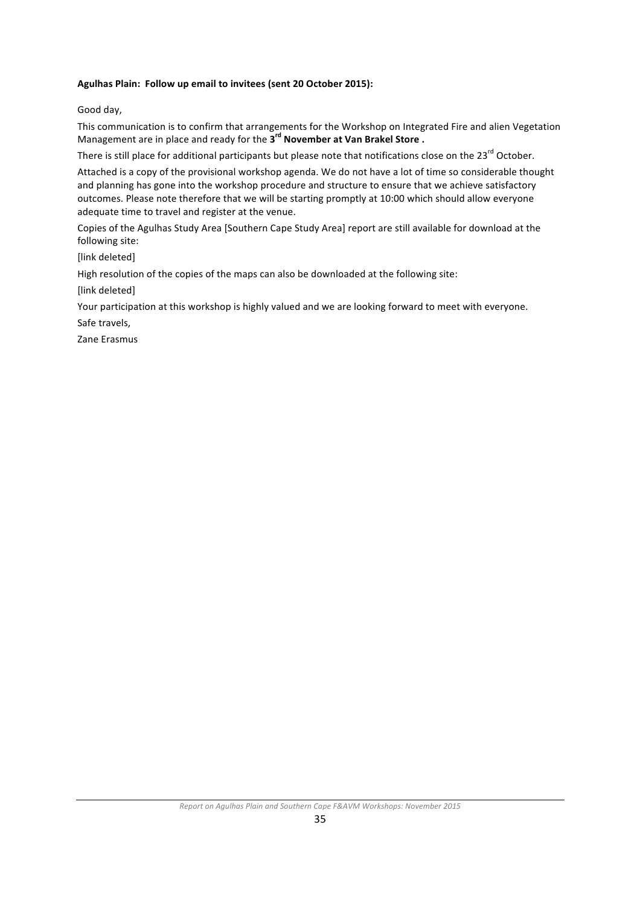**Agulhas Plain: Follow up email to invitees (sent 20 October 2015):**

Good day,

This communication is to confirm that arrangements for the Workshop on Integrated Fire and alien Vegetation Management are in place and ready for the **3rd November at Van Brakel Store .**

There is still place for additional participants but please note that notifications close on the 23rd October.

Attached is a copy of the provisional workshop agenda. We do not have a lot of time so considerable thought and planning has gone into the workshop procedure and structure to ensure that we achieve satisfactory outcomes. Please note therefore that we will be starting promptly at 10:00 which should allow everyone adequate time to travel and register at the venue.

Copies of the Agulhas Study Area [Southern Cape Study Area] report are still available for download at the following site:

[link deleted]

High resolution of the copies of the maps can also be downloaded at the following site:

[link deleted]

Your participation at this workshop is highly valued and we are looking forward to meet with everyone.

Safe travels,

Zane Erasmus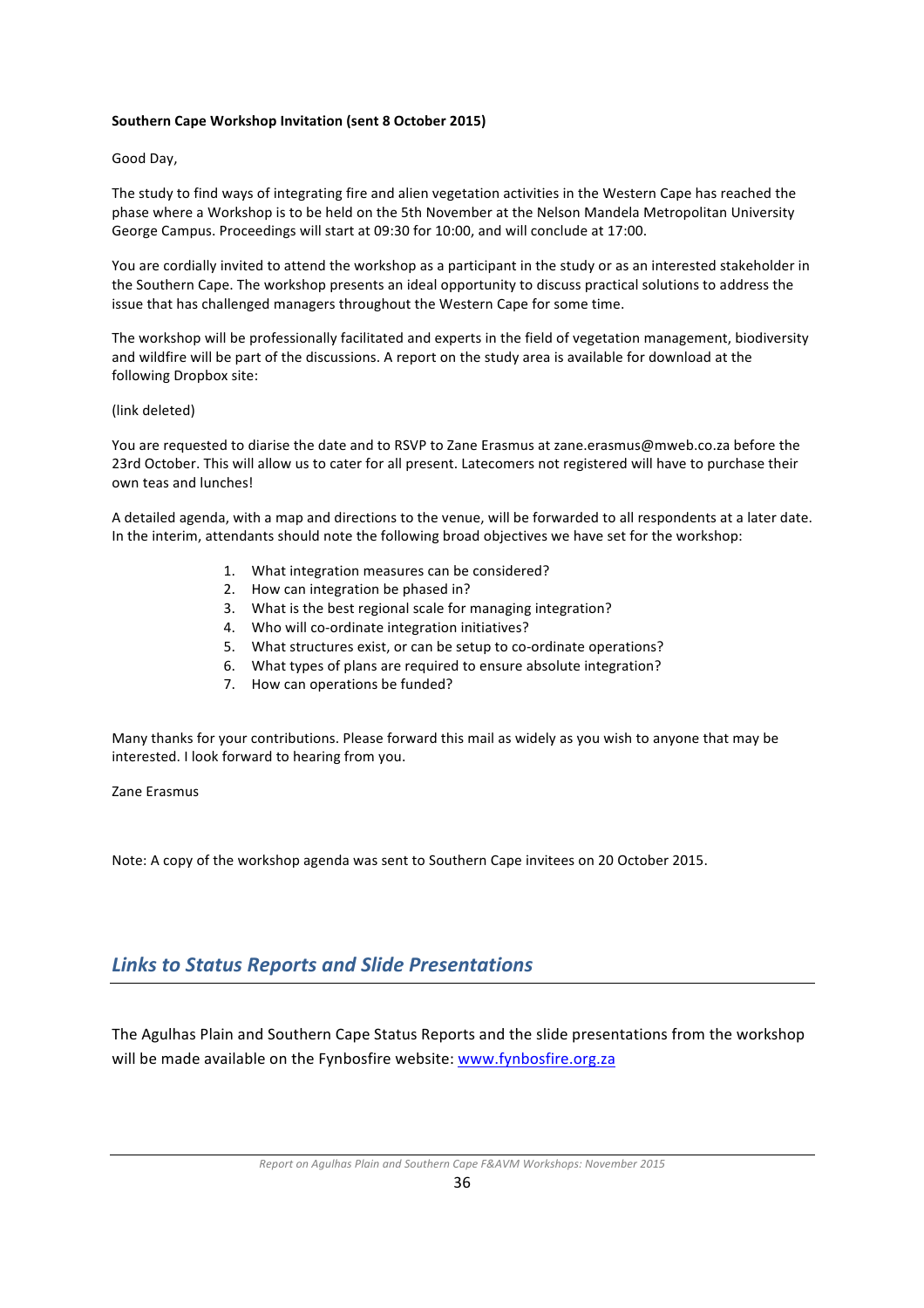**Southern Cape Workshop Invitation (sent 8 October 2015)**

Good Day,

The study to find ways of integrating fire and alien vegetation activities in the Western Cape has reached the phase where a Workshop is to be held on the 5th November at the Nelson Mandela Metropolitan University George Campus. Proceedings will start at 09:30 for 10:00, and will conclude at 17:00.

You are cordially invited to attend the workshop as a participant in the study or as an interested stakeholder in the Southern Cape. The workshop presents an ideal opportunity to discuss practical solutions to address the issue that has challenged managers throughout the Western Cape for some time.

The workshop will be professionally facilitated and experts in the field of vegetation management, biodiversity and wildfire will be part of the discussions. A report on the study area is available for download at the following Dropbox site:

(link deleted)

You are requested to diarise the date and to RSVP to Zane Erasmus at zane.erasmus@mweb.co.za before the 23rd October. This will allow us to cater for all present. Latecomers not registered will have to purchase their own teas and lunches!

A detailed agenda, with a map and directions to the venue, will be forwarded to all respondents at a later date. In the interim, attendants should note the following broad objectives we have set for the workshop:

1. What integration measures can be considered?
2. How can integration be phased in?
3. What is the best regional scale for managing integration?
4. Who will co-ordinate integration initiatives?
5. What structures exist, or can be setup to co-ordinate operations?
6. What types of plans are required to ensure absolute integration?
7. How can operations be funded?

Many thanks for your contributions. Please forward this mail as widely as you wish to anyone that may be interested. I look forward to hearing from you.

Zane Erasmus

Note: A copy of the workshop agenda was sent to Southern Cape invitees on 20 October 2015.

## *Links to Status Reports and Slide Presentations*

The Agulhas Plain and Southern Cape Status Reports and the slide presentations from the workshop will be made available on the Fynbosfire website: www.fynbosfire.org.za